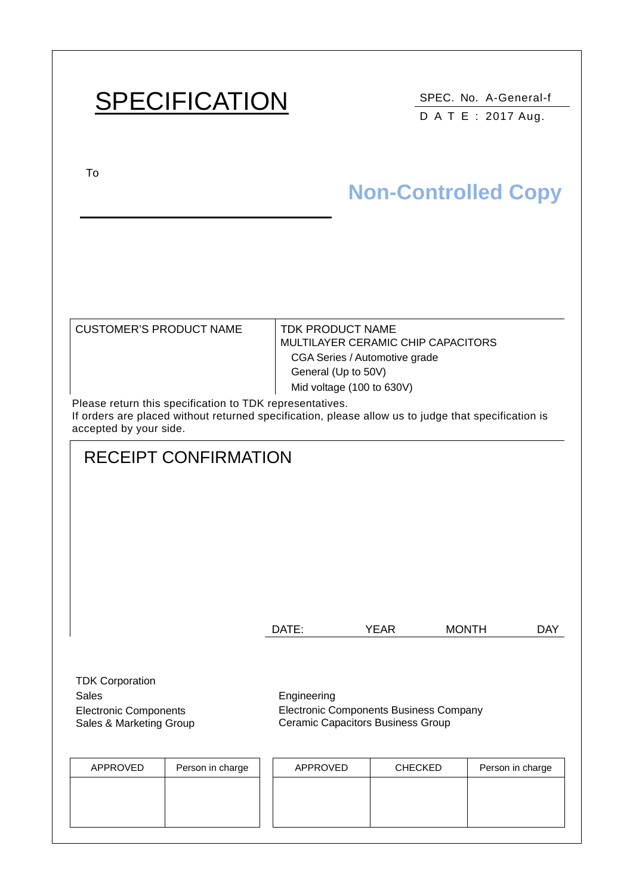# SPECIFICATION

SPEC. No. A-General-f

D A T E : 2017 Aug.

To

**Non-Controlled Copy**

| CUSTOMER'S PRODUCT NAME | TDK PRODUCT NAME<br>MULTILAYER CERAMIC CHIP CAPACITORS<br>CGA Series / Automotive grade<br>General (Up to 50V)<br>Mid voltage (100 to 630V) |
|---|---|

Please return this specification to TDK representatives.
If orders are placed without returned specification, please allow us to judge that specification is accepted by your side.

## RECEIPT CONFIRMATION

DATE: YEAR MONTH DAY

TDK Corporation
Sales
Electronic Components
Sales & Marketing Group

Engineering
Electronic Components Business Company
Ceramic Capacitors Business Group

| APPROVED | Person in charge |
|---|---|
| | |

| APPROVED | CHECKED | Person in charge |
|---|---|---|
| | | |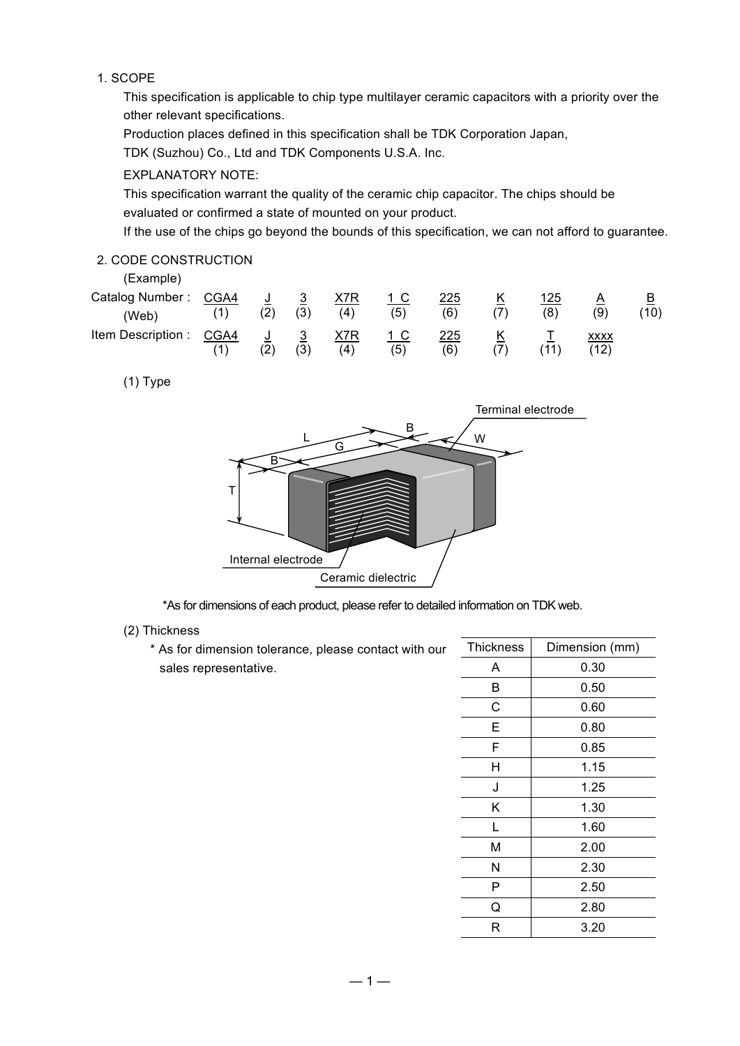1. SCOPE

This specification is applicable to chip type multilayer ceramic capacitors with a priority over the other relevant specifications.

Production places defined in this specification shall be TDK Corporation Japan, TDK (Suzhou) Co., Ltd and TDK Components U.S.A. Inc.

EXPLANATORY NOTE:

This specification warrant the quality of the ceramic chip capacitor. The chips should be evaluated or confirmed a state of mounted on your product.

If the use of the chips go beyond the bounds of this specification, we can not afford to guarantee.

2. CODE CONSTRUCTION

(Example)

| | | | | | | | | | | |
|---|---|---|---|---|---|---|---|---|---|---|
| Catalog Number : (Web) | CGA4 (1) | J (2) | 3 (3) | X7R (4) | 1 C (5) | 225 (6) | K (7) | 125 (8) | A (9) | B (10) |
| Item Description : | CGA4 (1) | J (2) | 3 (3) | X7R (4) | 1 C (5) | 225 (6) | K (7) | T (11) | xxxx (12) | |

(1) Type

Terminal electrode, Internal electrode, Ceramic dielectric (L, W, T, B, G)

*As for dimensions of each product, please refer to detailed information on TDK web.

(2) Thickness

* As for dimension tolerance, please contact with our sales representative.

| Thickness | Dimension (mm) |
|---|---|
| A | 0.30 |
| B | 0.50 |
| C | 0.60 |
| E | 0.80 |
| F | 0.85 |
| H | 1.15 |
| J | 1.25 |
| K | 1.30 |
| L | 1.60 |
| M | 2.00 |
| N | 2.30 |
| P | 2.50 |
| Q | 2.80 |
| R | 3.20 |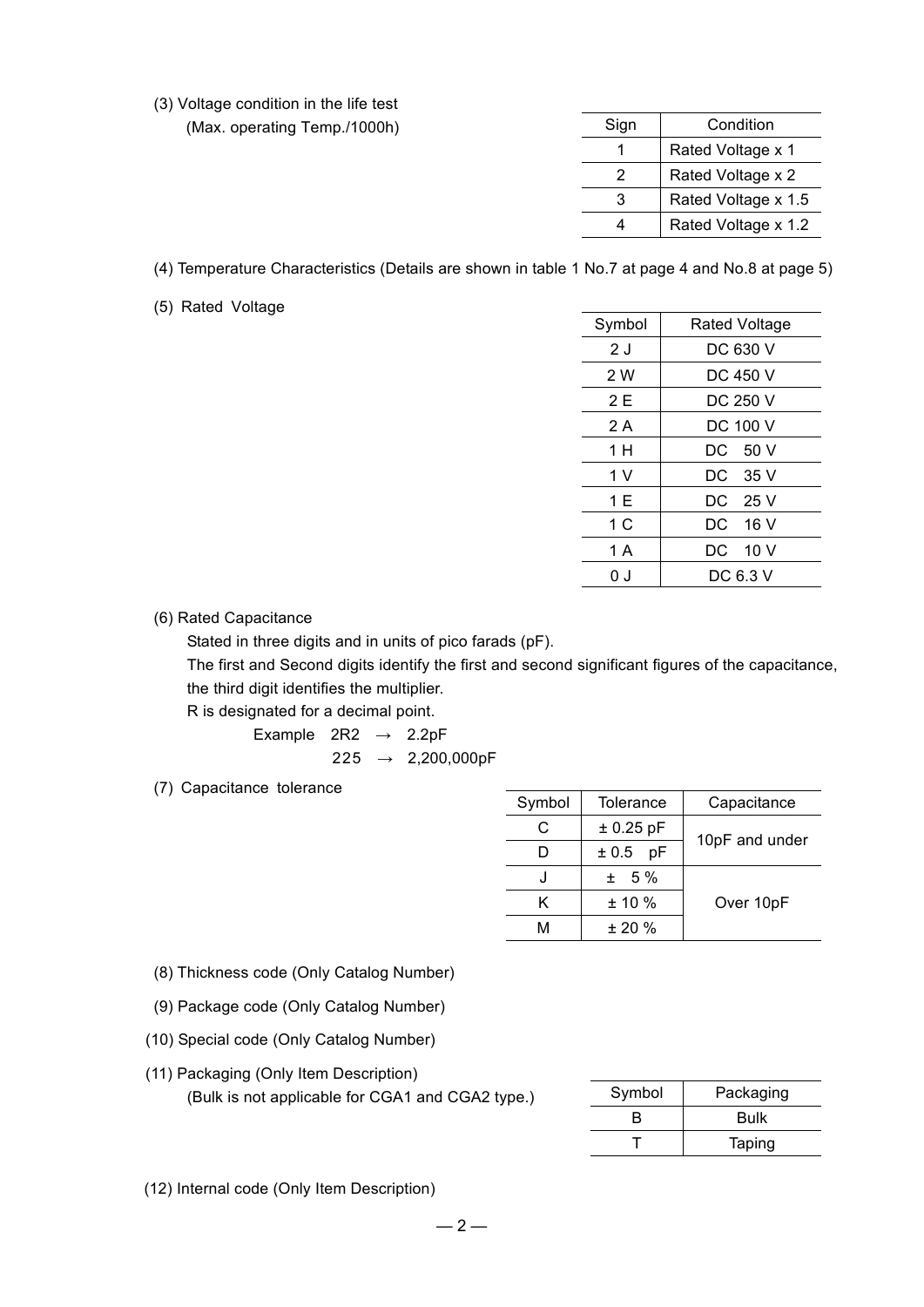(3) Voltage condition in the life test
(Max. operating Temp./1000h)

| Sign | Condition |
|---|---|
| 1 | Rated Voltage x 1 |
| 2 | Rated Voltage x 2 |
| 3 | Rated Voltage x 1.5 |
| 4 | Rated Voltage x 1.2 |

(4) Temperature Characteristics (Details are shown in table 1 No.7 at page 4 and No.8 at page 5)

(5) Rated Voltage

| Symbol | Rated Voltage |
|---|---|
| 2 J | DC 630 V |
| 2 W | DC 450 V |
| 2 E | DC 250 V |
| 2 A | DC 100 V |
| 1 H | DC 50 V |
| 1 V | DC 35 V |
| 1 E | DC 25 V |
| 1 C | DC 16 V |
| 1 A | DC 10 V |
| 0 J | DC 6.3 V |

(6) Rated Capacitance

Stated in three digits and in units of pico farads (pF).
The first and Second digits identify the first and second significant figures of the capacitance, the third digit identifies the multiplier.
R is designated for a decimal point.

Example 2R2 → 2.2pF
225 → 2,200,000pF

(7) Capacitance tolerance

| Symbol | Tolerance | Capacitance |
|---|---|---|
| C | ± 0.25 pF | 10pF and under |
| D | ± 0.5 pF | |
| J | ± 5 % | Over 10pF |
| K | ± 10 % | |
| M | ± 20 % | |

(8) Thickness code (Only Catalog Number)

(9) Package code (Only Catalog Number)

(10) Special code (Only Catalog Number)

(11) Packaging (Only Item Description)
(Bulk is not applicable for CGA1 and CGA2 type.)

| Symbol | Packaging |
|---|---|
| B | Bulk |
| T | Taping |

(12) Internal code (Only Item Description)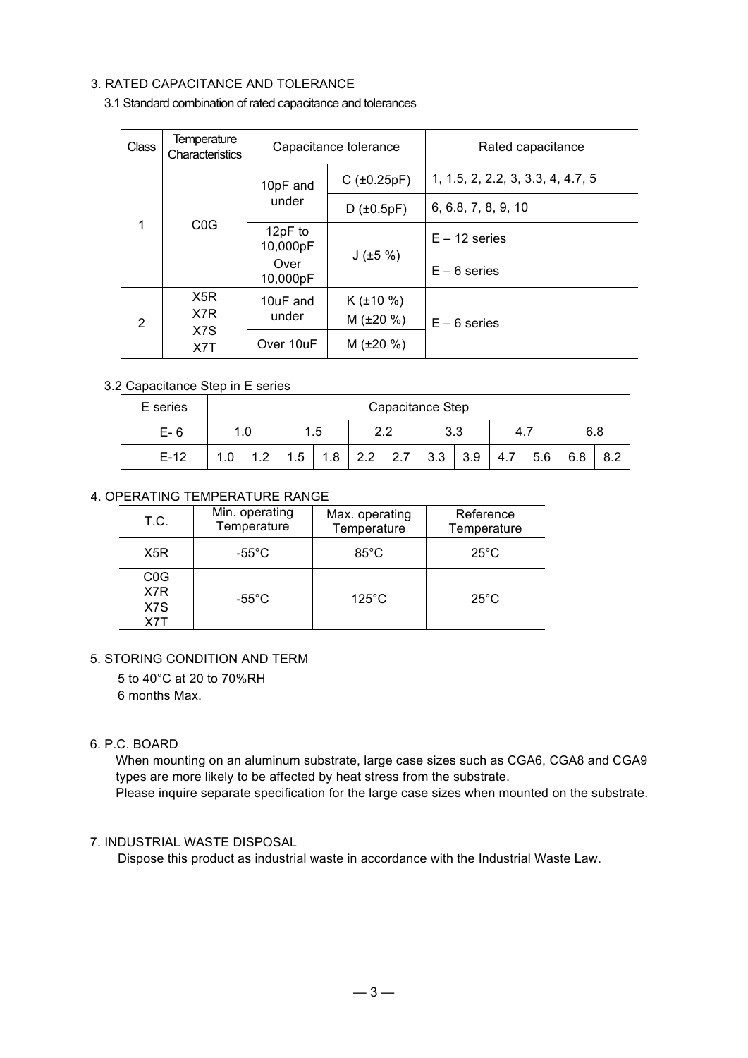## 3. RATED CAPACITANCE AND TOLERANCE

### 3.1 Standard combination of rated capacitance and tolerances

| Class | Temperature Characteristics | Capacitance tolerance | | Rated capacitance |
|---|---|---|---|---|
| 1 | C0G | 10pF and under | C (±0.25pF) | 1, 1.5, 2, 2.2, 3, 3.3, 4, 4.7, 5 |
| | | | D (±0.5pF) | 6, 6.8, 7, 8, 9, 10 |
| | | 12pF to 10,000pF | J (±5 %) | E – 12 series |
| | | Over 10,000pF | | E – 6 series |
| 2 | X5R<br>X7R<br>X7S<br>X7T | 10uF and under | K (±10 %)<br>M (±20 %) | E – 6 series |
| | | Over 10uF | M (±20 %) | |

### 3.2 Capacitance Step in E series

| E series | Capacitance Step | | | | | | | | | | | |
|---|---|---|---|---|---|---|---|---|---|---|---|---|
| E- 6 | 1.0 | | 1.5 | | 2.2 | | 3.3 | | 4.7 | | 6.8 | |
| E-12 | 1.0 | 1.2 | 1.5 | 1.8 | 2.2 | 2.7 | 3.3 | 3.9 | 4.7 | 5.6 | 6.8 | 8.2 |

## 4. OPERATING TEMPERATURE RANGE

| T.C. | Min. operating Temperature | Max. operating Temperature | Reference Temperature |
|---|---|---|---|
| X5R | -55°C | 85°C | 25°C |
| C0G<br>X7R<br>X7S<br>X7T | -55°C | 125°C | 25°C |

## 5. STORING CONDITION AND TERM

5 to 40°C at 20 to 70%RH
6 months Max.

## 6. P.C. BOARD

When mounting on an aluminum substrate, large case sizes such as CGA6, CGA8 and CGA9 types are more likely to be affected by heat stress from the substrate.
Please inquire separate specification for the large case sizes when mounted on the substrate.

## 7. INDUSTRIAL WASTE DISPOSAL

Dispose this product as industrial waste in accordance with the Industrial Waste Law.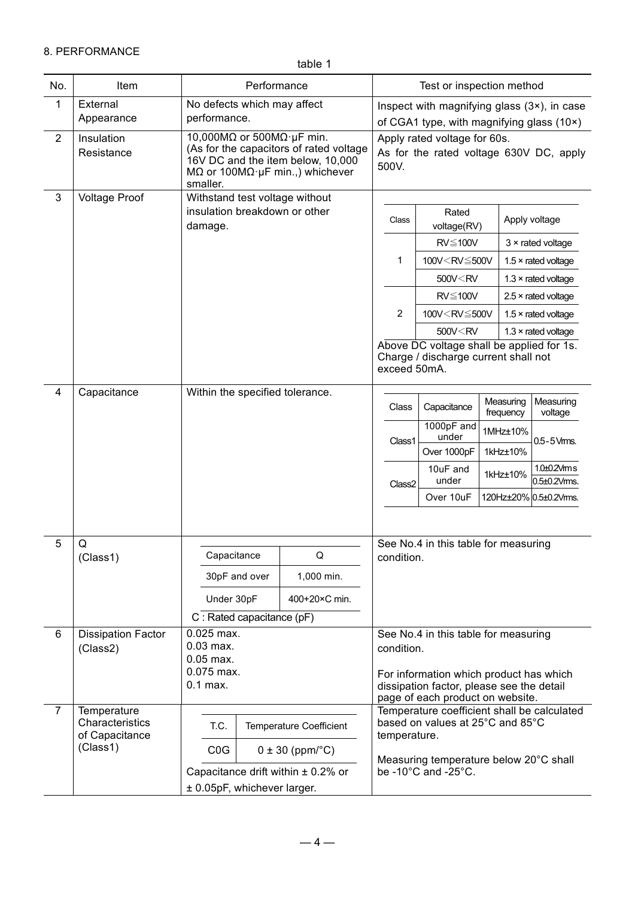8. PERFORMANCE

table 1

| No. | Item | Performance | Test or inspection method |
|---|---|---|---|
| 1 | External Appearance | No defects which may affect performance. | Inspect with magnifying glass (3×), in case of CGA1 type, with magnifying glass (10×) |
| 2 | Insulation Resistance | 10,000MΩ or 500MΩ·μF min. (As for the capacitors of rated voltage 16V DC and the item below, 10,000 MΩ or 100MΩ·μF min.,) whichever smaller. | Apply rated voltage for 60s. As for the rated voltage 630V DC, apply 500V. |
| 3 | Voltage Proof | Withstand test voltage without insulation breakdown or other damage. | See Voltage Proof test conditions below. Above DC voltage shall be applied for 1s. Charge / discharge current shall not exceed 50mA. |
| 4 | Capacitance | Within the specified tolerance. | See Capacitance measuring conditions below. |
| 5 | Q (Class1) | See Q table below. C : Rated capacitance (pF) | See No.4 in this table for measuring condition. |
| 6 | Dissipation Factor (Class2) | 0.025 max.<br>0.03 max.<br>0.05 max.<br>0.075 max.<br>0.1 max. | See No.4 in this table for measuring condition.<br><br>For information which product has which dissipation factor, please see the detail page of each product on website. |
| 7 | Temperature Characteristics of Capacitance (Class1) | See Temperature Coefficient table below. Capacitance drift within ± 0.2% or ± 0.05pF, whichever larger. | Temperature coefficient shall be calculated based on values at 25°C and 85°C temperature.<br><br>Measuring temperature below 20°C shall be -10°C and -25°C. |

No.3 Voltage Proof – test conditions:

| Class | Rated voltage(RV) | Apply voltage |
|---|---|---|
| 1 | RV≦100V | 3 × rated voltage |
| | 100V<RV≦500V | 1.5 × rated voltage |
| | 500V<RV | 1.3 × rated voltage |
| 2 | RV≦100V | 2.5 × rated voltage |
| | 100V<RV≦500V | 1.5 × rated voltage |
| | 500V<RV | 1.3 × rated voltage |

Above DC voltage shall be applied for 1s. Charge / discharge current shall not exceed 50mA.

No.4 Capacitance – measuring conditions:

| Class | Capacitance | Measuring frequency | Measuring voltage |
|---|---|---|---|
| Class1 | 1000pF and under | 1MHz±10% | 0.5 - 5Vrms. |
| | Over 1000pF | 1kHz±10% | |
| Class2 | 10uF and under | 1kHz±10% | 1.0±0.2Vrms |
| | | | 0.5±0.2Vrms. |
| | Over 10uF | 120Hz±20% | 0.5±0.2Vrms. |

No.5 Q (Class1):

| Capacitance | Q |
|---|---|
| 30pF and over | 1,000 min. |
| Under 30pF | 400+20×C min. |

C : Rated capacitance (pF)

No.7 Temperature Characteristics of Capacitance (Class1):

| T.C. | Temperature Coefficient |
|---|---|
| C0G | 0 ± 30 (ppm/°C) |

Capacitance drift within ± 0.2% or ± 0.05pF, whichever larger.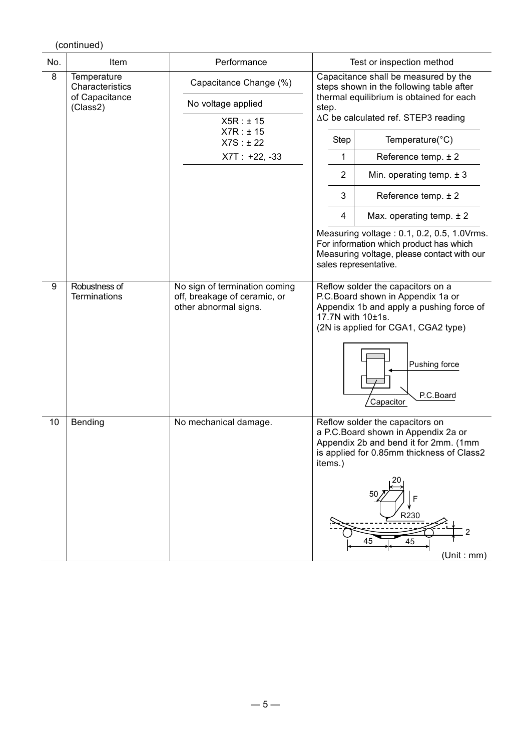(continued)

| No. | Item | Performance | Test or inspection method |
|---|---|---|---|
| 8 | Temperature Characteristics of Capacitance (Class2) | Capacitance Change (%)<br>No voltage applied<br>X5R : ± 15<br>X7R : ± 15<br>X7S : ± 22<br>X7T : +22, -33 | Capacitance shall be measured by the steps shown in the following table after thermal equilibrium is obtained for each step.<br>ΔC be calculated ref. STEP3 reading<br><br>Step 1: Reference temp. ± 2<br>Step 2: Min. operating temp. ± 3<br>Step 3: Reference temp. ± 2<br>Step 4: Max. operating temp. ± 2<br><br>(Step / Temperature(°C))<br><br>Measuring voltage : 0.1, 0.2, 0.5, 1.0Vrms.<br>For information which product has which Measuring voltage, please contact with our sales representative. |
| 9 | Robustness of Terminations | No sign of termination coming off, breakage of ceramic, or other abnormal signs. | Reflow solder the capacitors on a P.C.Board shown in Appendix 1a or Appendix 1b and apply a pushing force of 17.7N with 10±1s.<br>(2N is applied for CGA1, CGA2 type)<br><br>Pushing force<br>P.C.Board<br>Capacitor |
| 10 | Bending | No mechanical damage. | Reflow solder the capacitors on a P.C.Board shown in Appendix 2a or Appendix 2b and bend it for 2mm. (1mm is applied for 0.85mm thickness of Class2 items.)<br><br>20<br>50<br>F<br>R230<br>2<br>45 45<br>(Unit : mm) |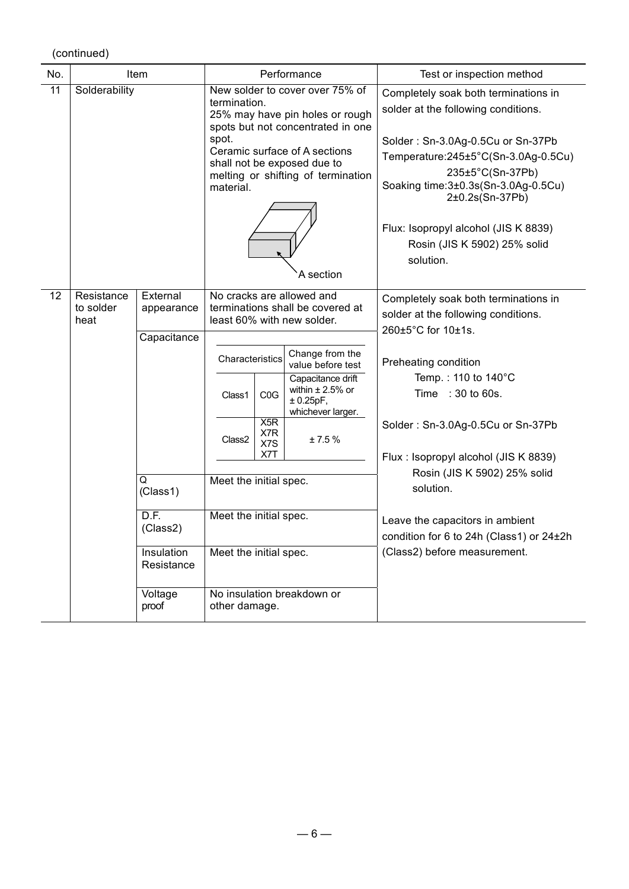(continued)

| No. | Item | | Performance | Test or inspection method |
|---|---|---|---|---|
| 11 | Solderability | | New solder to cover over 75% of termination.<br>25% may have pin holes or rough spots but not concentrated in one spot.<br>Ceramic surface of A sections shall not be exposed due to melting or shifting of termination material.<br>A section | Completely soak both terminations in solder at the following conditions.<br><br>Solder : Sn-3.0Ag-0.5Cu or Sn-37Pb<br>Temperature:245±5°C(Sn-3.0Ag-0.5Cu)<br>235±5°C(Sn-37Pb)<br>Soaking time:3±0.3s(Sn-3.0Ag-0.5Cu)<br>2±0.2s(Sn-37Pb)<br><br>Flux: Isopropyl alcohol (JIS K 8839)<br>Rosin (JIS K 5902) 25% solid solution. |
| 12 | Resistance to solder heat | External appearance | No cracks are allowed and terminations shall be covered at least 60% with new solder. | Completely soak both terminations in solder at the following conditions.<br>260±5°C for 10±1s.<br><br>Preheating condition<br>Temp. : 110 to 140°C<br>Time : 30 to 60s.<br><br>Solder : Sn-3.0Ag-0.5Cu or Sn-37Pb<br><br>Flux : Isopropyl alcohol (JIS K 8839)<br>Rosin (JIS K 5902) 25% solid solution.<br><br>Leave the capacitors in ambient condition for 6 to 24h (Class1) or 24±2h (Class2) before measurement. |
| | | Capacitance | Characteristics / Change from the value before test:<br>Class1, C0G: Capacitance drift within ± 2.5% or ± 0.25pF, whichever larger.<br>Class2, X5R X7R X7S X7T: ± 7.5 % | |
| | | Q (Class1) | Meet the initial spec. | |
| | | D.F. (Class2) | Meet the initial spec. | |
| | | Insulation Resistance | Meet the initial spec. | |
| | | Voltage proof | No insulation breakdown or other damage. | |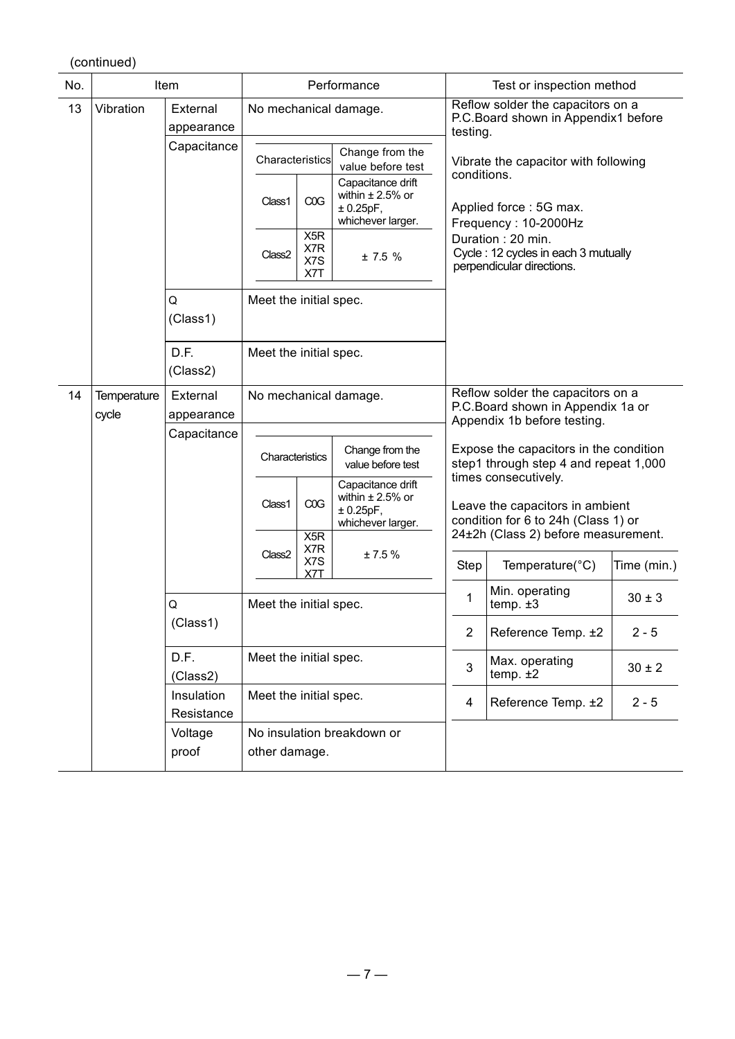(continued)

| No. | Item | | Performance | Test or inspection method |
|---|---|---|---|---|
| 13 | Vibration | External appearance | No mechanical damage. | Reflow solder the capacitors on a P.C.Board shown in Appendix1 before testing.<br><br>Vibrate the capacitor with following conditions.<br><br>Applied force : 5G max.<br>Frequency : 10-2000Hz<br>Duration : 20 min.<br>Cycle : 12 cycles in each 3 mutually perpendicular directions. |
| | | Capacitance | Characteristics / Change from the value before test:<br>Class1 C0G: Capacitance drift within ± 2.5% or ± 0.25pF, whichever larger.<br>Class2 X5R X7R X7S X7T: ± 7.5 % | |
| | | Q (Class1) | Meet the initial spec. | |
| | | D.F. (Class2) | Meet the initial spec. | |
| 14 | Temperature cycle | External appearance | No mechanical damage. | Reflow solder the capacitors on a P.C.Board shown in Appendix 1a or Appendix 1b before testing.<br><br>Expose the capacitors in the condition step1 through step 4 and repeat 1,000 times consecutively.<br><br>Leave the capacitors in ambient condition for 6 to 24h (Class 1) or 24±2h (Class 2) before measurement. |
| | | Capacitance | Characteristics / Change from the value before test:<br>Class1 C0G: Capacitance drift within ± 2.5% or ± 0.25pF, whichever larger.<br>Class2 X5R X7R X7S X7T: ± 7.5 % | |
| | | Q (Class1) | Meet the initial spec. | |
| | | D.F. (Class2) | Meet the initial spec. | |
| | | Insulation Resistance | Meet the initial spec. | |
| | | Voltage proof | No insulation breakdown or other damage. | |

Capacitance change criteria (items 13 and 14):

| Characteristics | | Change from the value before test |
|---|---|---|
| Class1 | C0G | Capacitance drift within ± 2.5% or ± 0.25pF, whichever larger. |
| Class2 | X5R<br>X7R<br>X7S<br>X7T | ± 7.5 % |

Temperature cycle conditions (item 14):

| Step | Temperature(°C) | Time (min.) |
|---|---|---|
| 1 | Min. operating temp. ±3 | 30 ± 3 |
| 2 | Reference Temp. ±2 | 2 - 5 |
| 3 | Max. operating temp. ±2 | 30 ± 2 |
| 4 | Reference Temp. ±2 | 2 - 5 |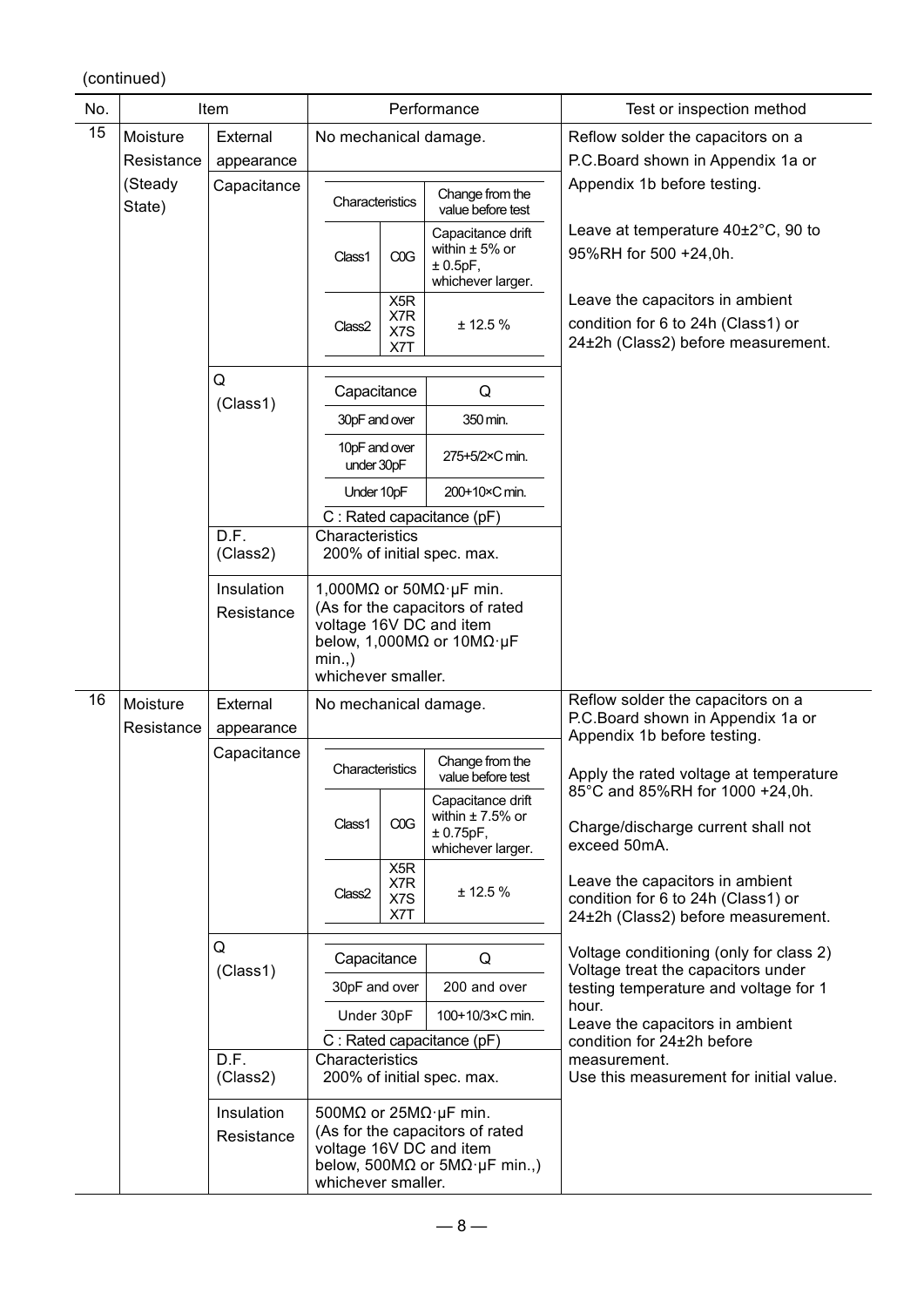(continued)

| No. | Item | | Performance | Test or inspection method |
|---|---|---|---|---|
| 15 | Moisture Resistance (Steady State) | External appearance | No mechanical damage. | Reflow solder the capacitors on a P.C.Board shown in Appendix 1a or Appendix 1b before testing.<br><br>Leave at temperature 40±2°C, 90 to 95%RH for 500 +24,0h.<br><br>Leave the capacitors in ambient condition for 6 to 24h (Class1) or 24±2h (Class2) before measurement. |
| | | Capacitance | Characteristics / Change from the value before test:<br>Class1 C0G: Capacitance drift within ± 5% or ± 0.5pF, whichever larger.<br>Class2 X5R X7R X7S X7T: ± 12.5 % | |
| | | Q (Class1) | Capacitance / Q:<br>30pF and over: 350 min.<br>10pF and over under 30pF: 275+5/2×C min.<br>Under 10pF: 200+10×C min.<br>C : Rated capacitance (pF) | |
| | | D.F. (Class2) | Characteristics 200% of initial spec. max. | |
| | | Insulation Resistance | 1,000MΩ or 50MΩ·μF min. (As for the capacitors of rated voltage 16V DC and item below, 1,000MΩ or 10MΩ·μF min.,) whichever smaller. | |
| 16 | Moisture Resistance | External appearance | No mechanical damage. | Reflow solder the capacitors on a P.C.Board shown in Appendix 1a or Appendix 1b before testing.<br><br>Apply the rated voltage at temperature 85°C and 85%RH for 1000 +24,0h.<br><br>Charge/discharge current shall not exceed 50mA.<br><br>Leave the capacitors in ambient condition for 6 to 24h (Class1) or 24±2h (Class2) before measurement.<br><br>Voltage conditioning (only for class 2) Voltage treat the capacitors under testing temperature and voltage for 1 hour.<br>Leave the capacitors in ambient condition for 24±2h before measurement.<br>Use this measurement for initial value. |
| | | Capacitance | Characteristics / Change from the value before test:<br>Class1 C0G: Capacitance drift within ± 7.5% or ± 0.75pF, whichever larger.<br>Class2 X5R X7R X7S X7T: ± 12.5 % | |
| | | Q (Class1) | Capacitance / Q:<br>30pF and over: 200 and over<br>Under 30pF: 100+10/3×C min.<br>C : Rated capacitance (pF) | |
| | | D.F. (Class2) | Characteristics 200% of initial spec. max. | |
| | | Insulation Resistance | 500MΩ or 25MΩ·μF min. (As for the capacitors of rated voltage 16V DC and item below, 500MΩ or 5MΩ·μF min.,) whichever smaller. | |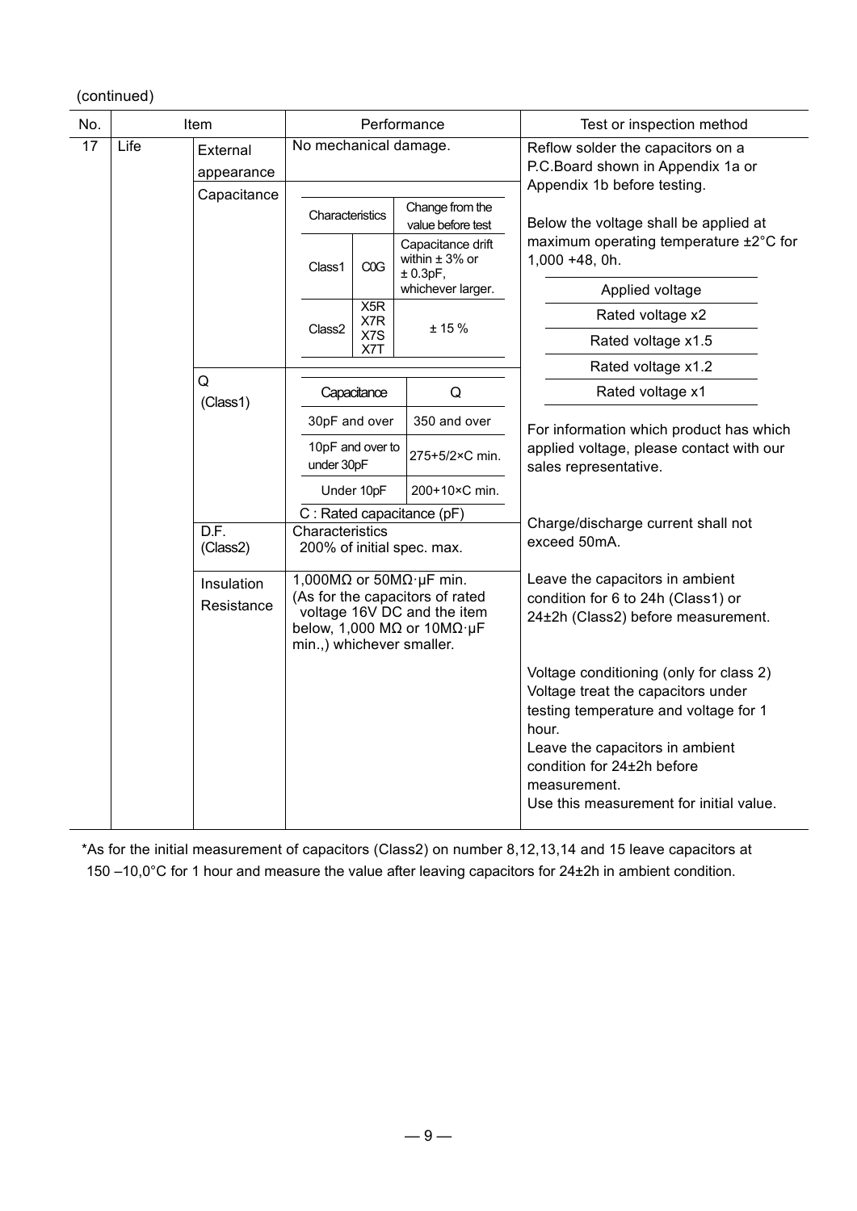(continued)

| No. | Item | | Performance | Test or inspection method |
|---|---|---|---|---|
| 17 | Life | External appearance | No mechanical damage. | Reflow solder the capacitors on a P.C.Board shown in Appendix 1a or Appendix 1b before testing.<br><br>Below the voltage shall be applied at maximum operating temperature ±2°C for 1,000 +48, 0h.<br><br>Applied voltage<br>Rated voltage x2<br>Rated voltage x1.5<br>Rated voltage x1.2<br>Rated voltage x1<br><br>For information which product has which applied voltage, please contact with our sales representative.<br><br>Charge/discharge current shall not exceed 50mA.<br><br>Leave the capacitors in ambient condition for 6 to 24h (Class1) or 24±2h (Class2) before measurement.<br><br>Voltage conditioning (only for class 2)<br>Voltage treat the capacitors under testing temperature and voltage for 1 hour.<br>Leave the capacitors in ambient condition for 24±2h before measurement.<br>Use this measurement for initial value. |
| | | Capacitance | Characteristics / Change from the value before test:<br>Class1 C0G: Capacitance drift within ± 3% or ± 0.3pF, whichever larger.<br>Class2 X5R, X7R, X7S, X7T: ± 15 % | |
| | | Q (Class1) | Capacitance / Q:<br>30pF and over: 350 and over<br>10pF and over to under 30pF: 275+5/2×C min.<br>Under 10pF: 200+10×C min.<br>C : Rated capacitance (pF) | |
| | | D.F. (Class2) | Characteristics<br>200% of initial spec. max. | |
| | | Insulation Resistance | 1,000MΩ or 50MΩ·μF min.<br>(As for the capacitors of rated voltage 16V DC and the item below, 1,000 MΩ or 10MΩ·μF min.,) whichever smaller. | |

*As for the initial measurement of capacitors (Class2) on number 8,12,13,14 and 15 leave capacitors at 150 –10,0°C for 1 hour and measure the value after leaving capacitors for 24±2h in ambient condition.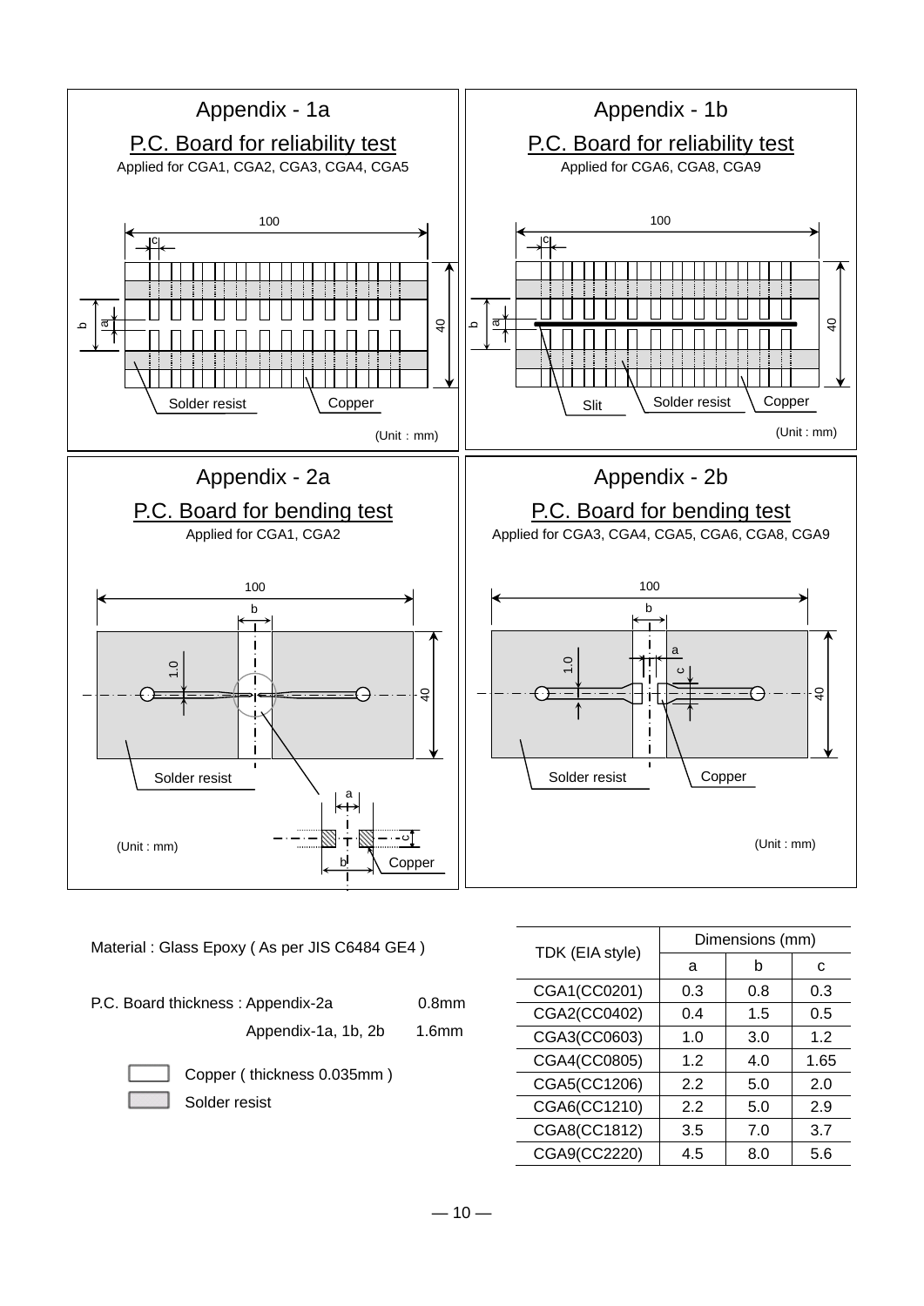## Appendix - 1a

**P.C. Board for reliability test**

Applied for CGA1, CGA2, CGA3, CGA4, CGA5

100, c, b, a, 40

Solder resist | Copper

(Unit : mm)

## Appendix - 1b

**P.C. Board for reliability test**

Applied for CGA6, CGA8, CGA9

100, c, b, a, 40

Slit | Solder resist | Copper

(Unit : mm)

## Appendix - 2a

**P.C. Board for bending test**

Applied for CGA1, CGA2

100, b, 1.0, 40, a, c, b

Solder resist | Copper

(Unit : mm)

## Appendix - 2b

**P.C. Board for bending test**

Applied for CGA3, CGA4, CGA5, CGA6, CGA8, CGA9

100, b, a, c, 1.0, 40

Solder resist | Copper

(Unit : mm)

Material : Glass Epoxy ( As per JIS C6484 GE4 )

P.C. Board thickness : Appendix-2a 0.8mm

Appendix-1a, 1b, 2b 1.6mm

- Copper ( thickness 0.035mm )
- Solder resist

| TDK (EIA style) | Dimensions (mm) | | |
|---|---|---|---|
| | a | b | c |
| CGA1(CC0201) | 0.3 | 0.8 | 0.3 |
| CGA2(CC0402) | 0.4 | 1.5 | 0.5 |
| CGA3(CC0603) | 1.0 | 3.0 | 1.2 |
| CGA4(CC0805) | 1.2 | 4.0 | 1.65 |
| CGA5(CC1206) | 2.2 | 5.0 | 2.0 |
| CGA6(CC1210) | 2.2 | 5.0 | 2.9 |
| CGA8(CC1812) | 3.5 | 7.0 | 3.7 |
| CGA9(CC2220) | 4.5 | 8.0 | 5.6 |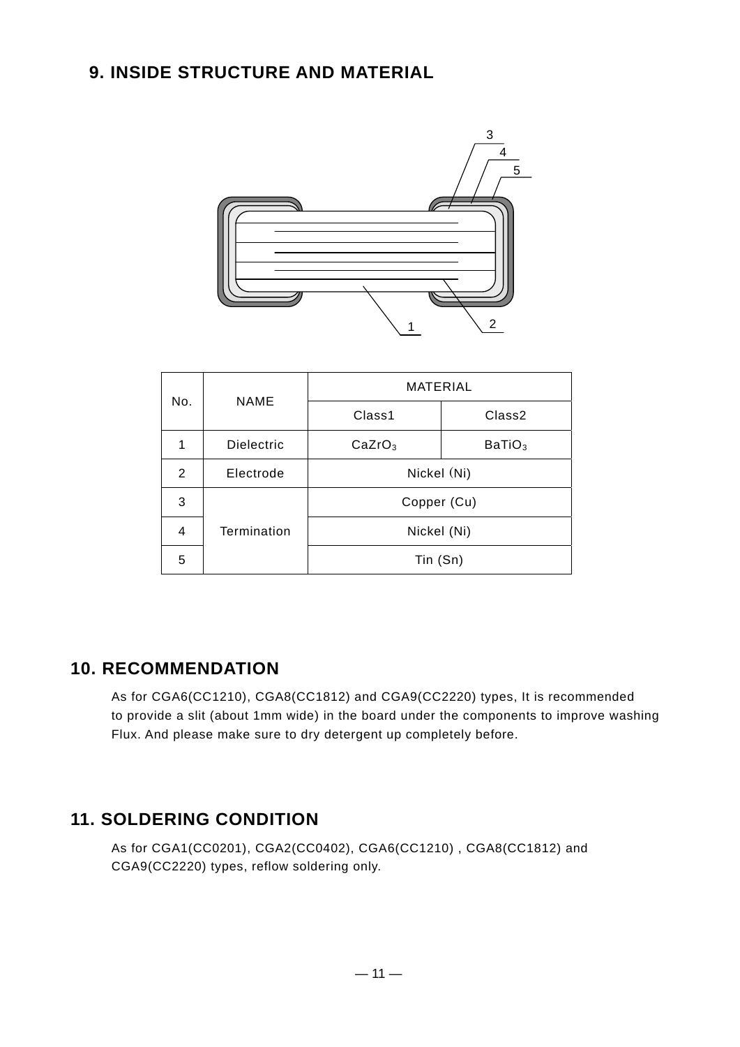## 9. INSIDE STRUCTURE AND MATERIAL

| No. | NAME | MATERIAL | |
|---|---|---|---|
| | | Class1 | Class2 |
| 1 | Dielectric | $CaZrO_3$ | $BaTiO_3$ |
| 2 | Electrode | Nickel (Ni) | |
| 3 | Termination | Copper (Cu) | |
| 4 | | Nickel (Ni) | |
| 5 | | Tin (Sn) | |

## 10. RECOMMENDATION

As for CGA6(CC1210), CGA8(CC1812) and CGA9(CC2220) types, It is recommended to provide a slit (about 1mm wide) in the board under the components to improve washing Flux. And please make sure to dry detergent up completely before.

## 11. SOLDERING CONDITION

As for CGA1(CC0201), CGA2(CC0402), CGA6(CC1210) , CGA8(CC1812) and CGA9(CC2220) types, reflow soldering only.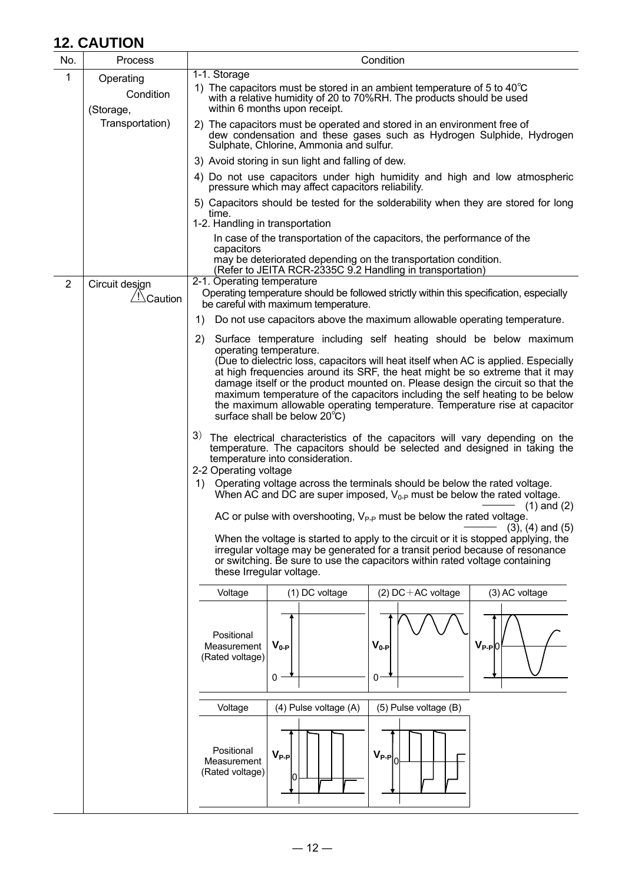## 12. CAUTION

| No. | Process | Condition |
|---|---|---|
| 1 | Operating Condition (Storage, Transportation) | 1-1. Storage<br>1) The capacitors must be stored in an ambient temperature of 5 to 40℃ with a relative humidity of 20 to 70%RH. The products should be used within 6 months upon receipt.<br>2) The capacitors must be operated and stored in an environment free of dew condensation and these gases such as Hydrogen Sulphide, Hydrogen Sulphate, Chlorine, Ammonia and sulfur.<br>3) Avoid storing in sun light and falling of dew.<br>4) Do not use capacitors under high humidity and high and low atmospheric pressure which may affect capacitors reliability.<br>5) Capacitors should be tested for the solderability when they are stored for long time.<br>1-2. Handling in transportation<br>In case of the transportation of the capacitors, the performance of the capacitors may be deteriorated depending on the transportation condition. (Refer to JEITA RCR-2335C 9.2 Handling in transportation) |
| 2 | Circuit design ⚠Caution | 2-1. Operating temperature<br>Operating temperature should be followed strictly within this specification, especially be careful with maximum temperature.<br>1) Do not use capacitors above the maximum allowable operating temperature.<br>2) Surface temperature including self heating should be below maximum operating temperature. (Due to dielectric loss, capacitors will heat itself when AC is applied. Especially at high frequencies around its SRF, the heat might be so extreme that it may damage itself or the product mounted on. Please design the circuit so that the maximum temperature of the capacitors including the self heating to be below the maximum allowable operating temperature. Temperature rise at capacitor surface shall be below 20℃)<br>3) The electrical characteristics of the capacitors will vary depending on the temperature. The capacitors should be selected and designed in taking the temperature into consideration.<br>2-2 Operating voltage<br>1) Operating voltage across the terminals should be below the rated voltage. When AC and DC are super imposed, $V_{0-P}$ must be below the rated voltage. ――― (1) and (2)<br>AC or pulse with overshooting, $V_{P-P}$ must be below the rated voltage. ――― (3), (4) and (5)<br>When the voltage is started to apply to the circuit or it is stopped applying, the irregular voltage may be generated for a transit period because of resonance or switching. Be sure to use the capacitors within rated voltage containing these Irregular voltage. |

| Voltage | (1) DC voltage | (2) DC＋AC voltage | (3) AC voltage |
|---|---|---|---|
| Positional Measurement (Rated voltage) | $V_{0-P}$ | $V_{0-P}$ | $V_{P-P}$ |

| Voltage | (4) Pulse voltage (A) | (5) Pulse voltage (B) |
|---|---|---|
| Positional Measurement (Rated voltage) | $V_{P-P}$ | $V_{P-P}$ |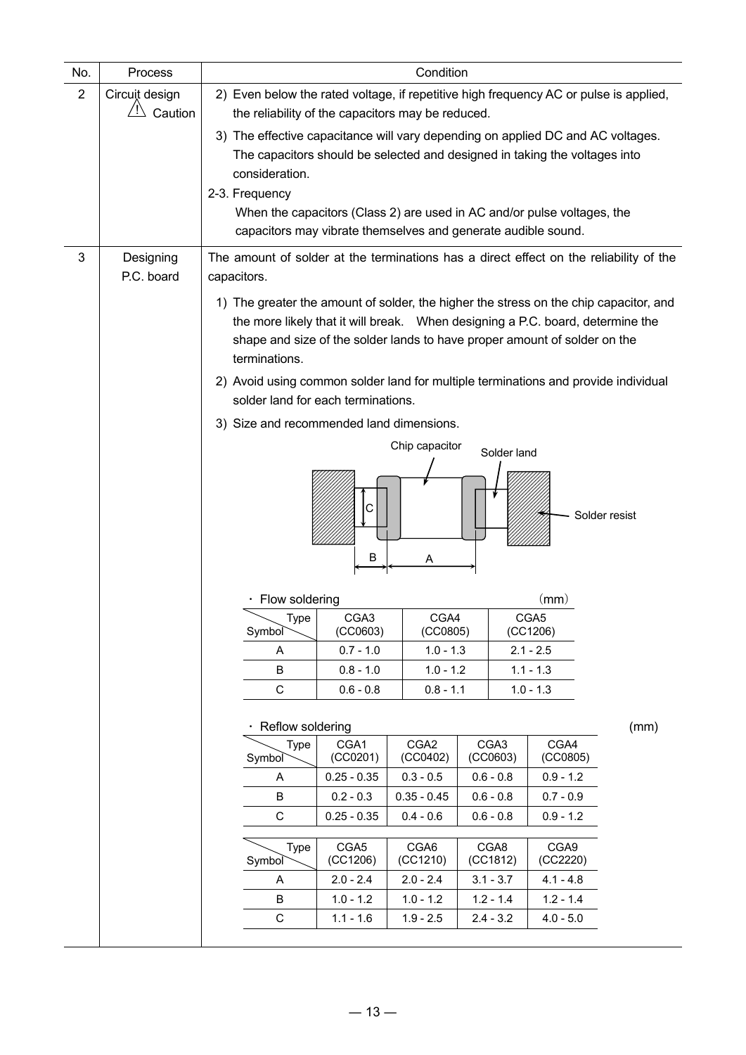| No. | Process | Condition |
|---|---|---|
| 2 | Circuit design ⚠ Caution | 2) Even below the rated voltage, if repetitive high frequency AC or pulse is applied, the reliability of the capacitors may be reduced.<br>3) The effective capacitance will vary depending on applied DC and AC voltages. The capacitors should be selected and designed in taking the voltages into consideration.<br>2-3. Frequency<br>When the capacitors (Class 2) are used in AC and/or pulse voltages, the capacitors may vibrate themselves and generate audible sound. |
| 3 | Designing P.C. board | The amount of solder at the terminations has a direct effect on the reliability of the capacitors.<br>1) The greater the amount of solder, the higher the stress on the chip capacitor, and the more likely that it will break. When designing a P.C. board, determine the shape and size of the solder lands to have proper amount of solder on the terminations.<br>2) Avoid using common solder land for multiple terminations and provide individual solder land for each terminations.<br>3) Size and recommended land dimensions. |

Chip capacitor / Solder land / Solder resist / A / B / C

・Flow soldering (mm)

| Symbol \ Type | CGA3 (CC0603) | CGA4 (CC0805) | CGA5 (CC1206) |
|---|---|---|---|
| A | 0.7 - 1.0 | 1.0 - 1.3 | 2.1 - 2.5 |
| B | 0.8 - 1.0 | 1.0 - 1.2 | 1.1 - 1.3 |
| C | 0.6 - 0.8 | 0.8 - 1.1 | 1.0 - 1.3 |

・Reflow soldering (mm)

| Symbol \ Type | CGA1 (CC0201) | CGA2 (CC0402) | CGA3 (CC0603) | CGA4 (CC0805) |
|---|---|---|---|---|
| A | 0.25 - 0.35 | 0.3 - 0.5 | 0.6 - 0.8 | 0.9 - 1.2 |
| B | 0.2 - 0.3 | 0.35 - 0.45 | 0.6 - 0.8 | 0.7 - 0.9 |
| C | 0.25 - 0.35 | 0.4 - 0.6 | 0.6 - 0.8 | 0.9 - 1.2 |

| Symbol \ Type | CGA5 (CC1206) | CGA6 (CC1210) | CGA8 (CC1812) | CGA9 (CC2220) |
|---|---|---|---|---|
| A | 2.0 - 2.4 | 2.0 - 2.4 | 3.1 - 3.7 | 4.1 - 4.8 |
| B | 1.0 - 1.2 | 1.0 - 1.2 | 1.2 - 1.4 | 1.2 - 1.4 |
| C | 1.1 - 1.6 | 1.9 - 2.5 | 2.4 - 3.2 | 4.0 - 5.0 |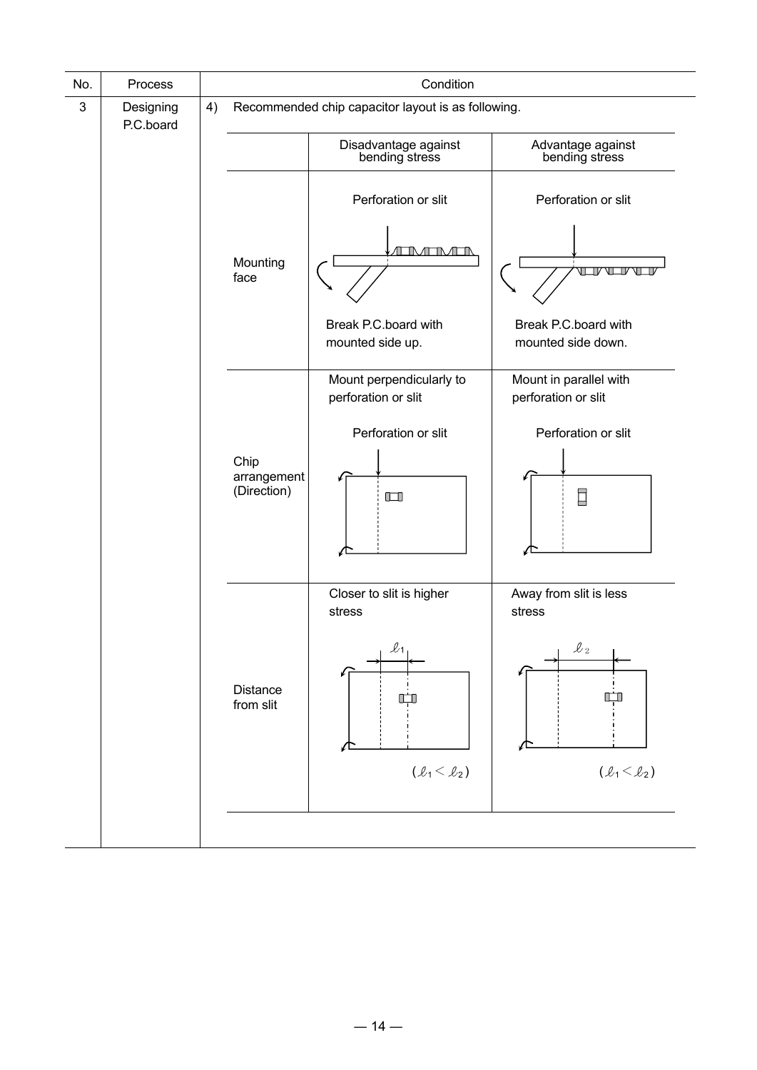| No. | Process | Condition |
|---|---|---|
| 3 | Designing P.C.board | 4) Recommended chip capacitor layout is as following. |

| | Disadvantage against bending stress | Advantage against bending stress |
|---|---|---|
| Mounting face | Perforation or slit<br><br>Break P.C.board with mounted side up. | Perforation or slit<br><br>Break P.C.board with mounted side down. |
| Chip arrangement (Direction) | Mount perpendicularly to perforation or slit<br><br>Perforation or slit | Mount in parallel with perforation or slit<br><br>Perforation or slit |
| Distance from slit | Closer to slit is higher stress<br><br>$\ell_1$<br><br>$(\ell_1 < \ell_2)$ | Away from slit is less stress<br><br>$\ell_2$<br><br>$(\ell_1 < \ell_2)$ |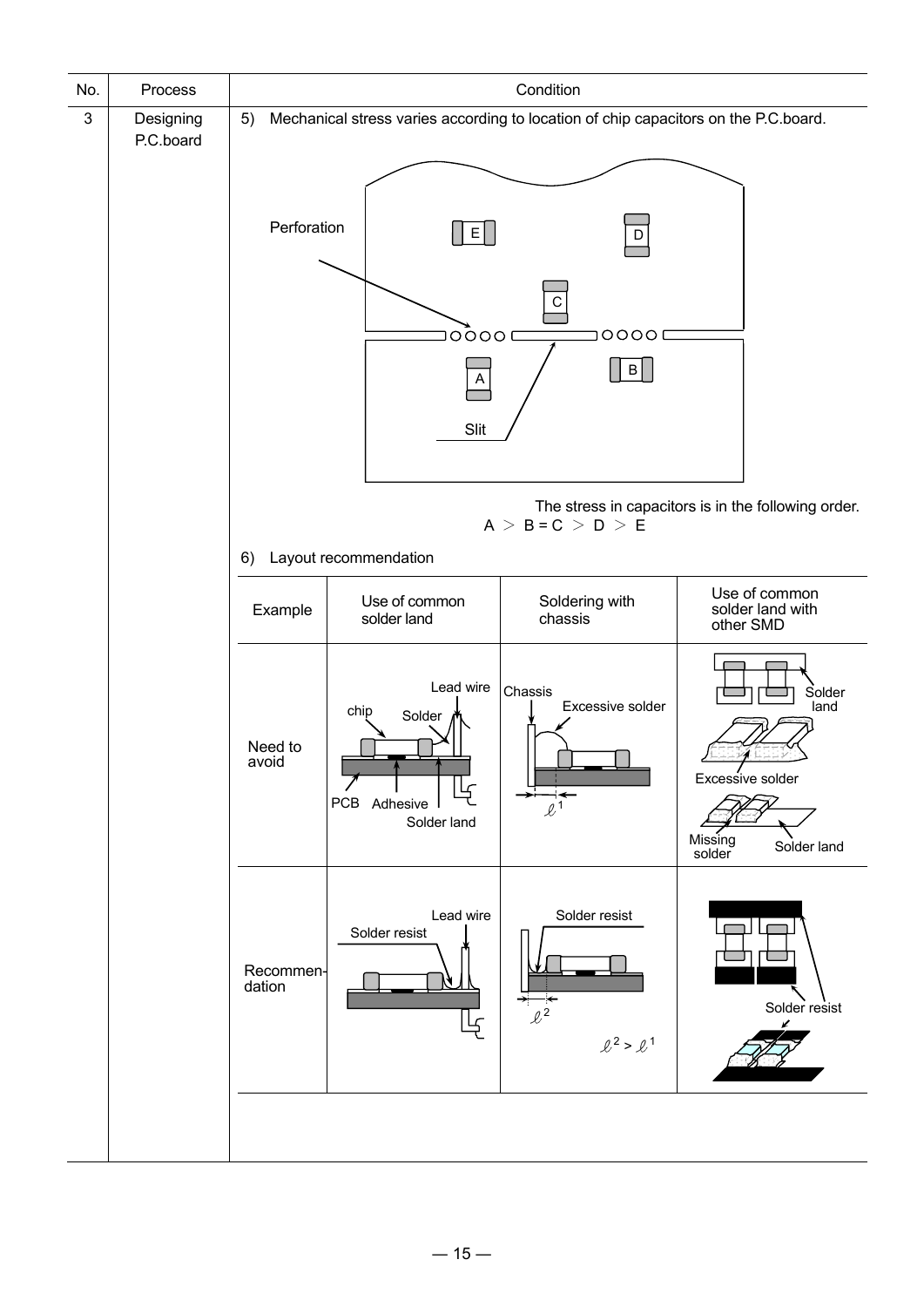| No. | Process | Condition |
|---|---|---|
| 3 | Designing P.C.board | 5) Mechanical stress varies according to location of chip capacitors on the P.C.board. |

Perforation

Slit

The stress in capacitors is in the following order.

A > B = C > D > E

6) Layout recommendation

| Example | Use of common solder land | Soldering with chassis | Use of common solder land with other SMD |
|---|---|---|---|
| Need to avoid | Lead wire, chip, Solder, PCB, Adhesive, Solder land | Chassis, Excessive solder, $\ell^1$ | Solder land, Excessive solder, Missing solder, Solder land |
| Recommendation | Lead wire, Solder resist | Solder resist, $\ell^2$, $\ell^2 > \ell^1$ | Solder resist |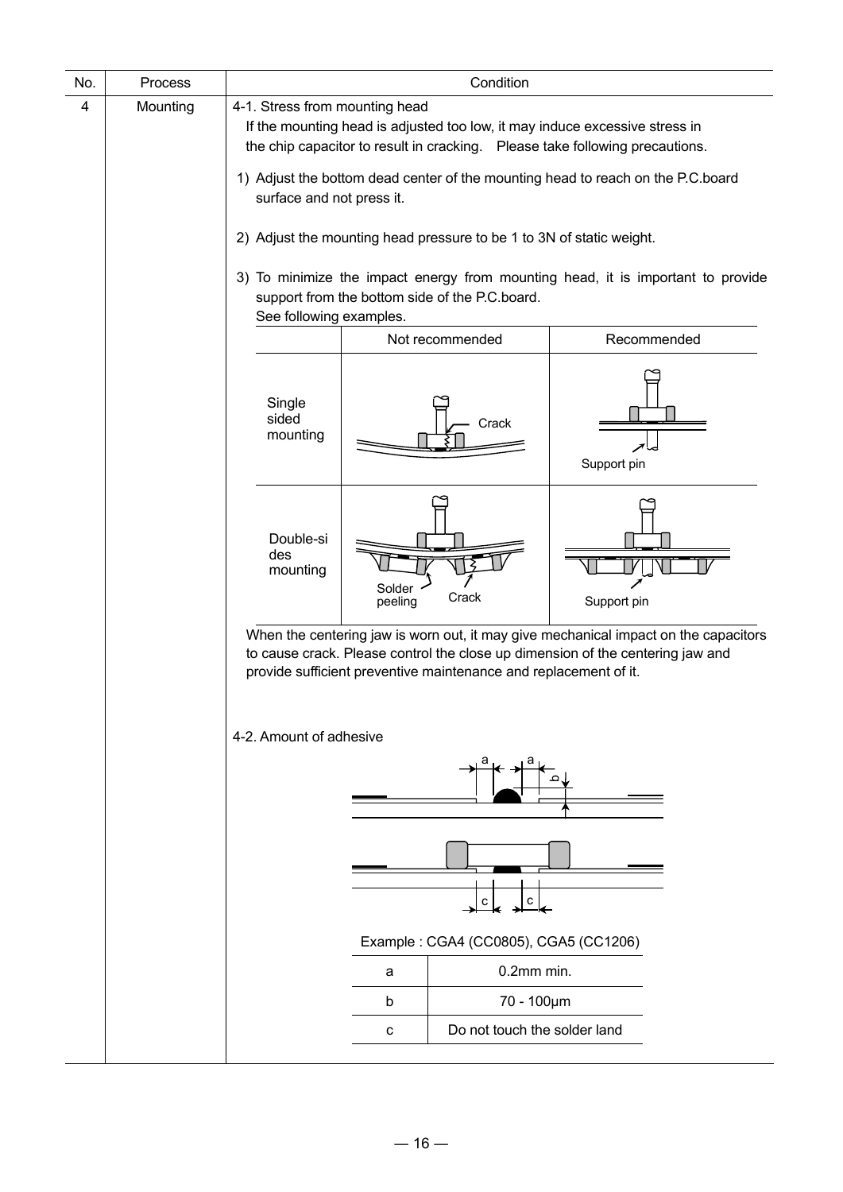| No. | Process | Condition |
|---|---|---|
| 4 | Mounting | 4-1. Stress from mounting head |

4-1. Stress from mounting head

If the mounting head is adjusted too low, it may induce excessive stress in the chip capacitor to result in cracking. Please take following precautions.

1) Adjust the bottom dead center of the mounting head to reach on the P.C.board surface and not press it.

2) Adjust the mounting head pressure to be 1 to 3N of static weight.

3) To minimize the impact energy from mounting head, it is important to provide support from the bottom side of the P.C.board.
   See following examples.

| | Not recommended | Recommended |
|---|---|---|
| Single sided mounting | Crack | Support pin |
| Double-sides mounting | Solder peeling, Crack | Support pin |

When the centering jaw is worn out, it may give mechanical impact on the capacitors to cause crack. Please control the close up dimension of the centering jaw and provide sufficient preventive maintenance and replacement of it.

4-2. Amount of adhesive

Example : CGA4 (CC0805), CGA5 (CC1206)

| | |
|---|---|
| a | 0.2mm min. |
| b | 70 - 100μm |
| c | Do not touch the solder land |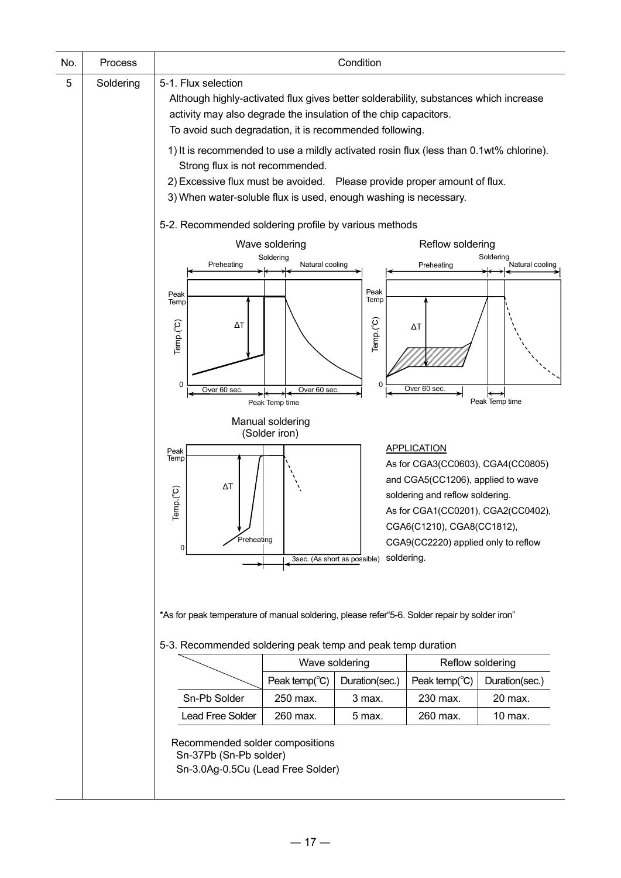| No. | Process | Condition |
|---|---|---|
| 5 | Soldering | 5-1. Flux selection |

5-1. Flux selection

Although highly-activated flux gives better solderability, substances which increase activity may also degrade the insulation of the chip capacitors.
To avoid such degradation, it is recommended following.

1) It is recommended to use a mildly activated rosin flux (less than 0.1wt% chlorine). Strong flux is not recommended.
2) Excessive flux must be avoided. Please provide proper amount of flux.
3) When water-soluble flux is used, enough washing is necessary.

5-2. Recommended soldering profile by various methods

Wave soldering

Preheating / Soldering / Natural cooling

Peak Temp, Temp.(℃), ΔT, 0

Over 60 sec. / Peak Temp time / Over 60 sec.

Reflow soldering

Preheating / Soldering / Natural cooling

Peak Temp, Temp.(℃), ΔT, 0

Over 60 sec. / Peak Temp time

Manual soldering
(Solder iron)

Peak Temp, Temp.(℃), ΔT, Preheating, 0

3sec. (As short as possible)

APPLICATION

As for CGA3(CC0603), CGA4(CC0805) and CGA5(CC1206), applied to wave soldering and reflow soldering.
As for CGA1(CC0201), CGA2(CC0402), CGA6(C1210), CGA8(CC1812), CGA9(CC2220) applied only to reflow soldering.

*As for peak temperature of manual soldering, please refer"5-6. Solder repair by solder iron"

5-3. Recommended soldering peak temp and peak temp duration

| | Wave soldering | | Reflow soldering | |
|---|---|---|---|---|
| | Peak temp(℃) | Duration(sec.) | Peak temp(℃) | Duration(sec.) |
| Sn-Pb Solder | 250 max. | 3 max. | 230 max. | 20 max. |
| Lead Free Solder | 260 max. | 5 max. | 260 max. | 10 max. |

Recommended solder compositions
Sn-37Pb (Sn-Pb solder)
Sn-3.0Ag-0.5Cu (Lead Free Solder)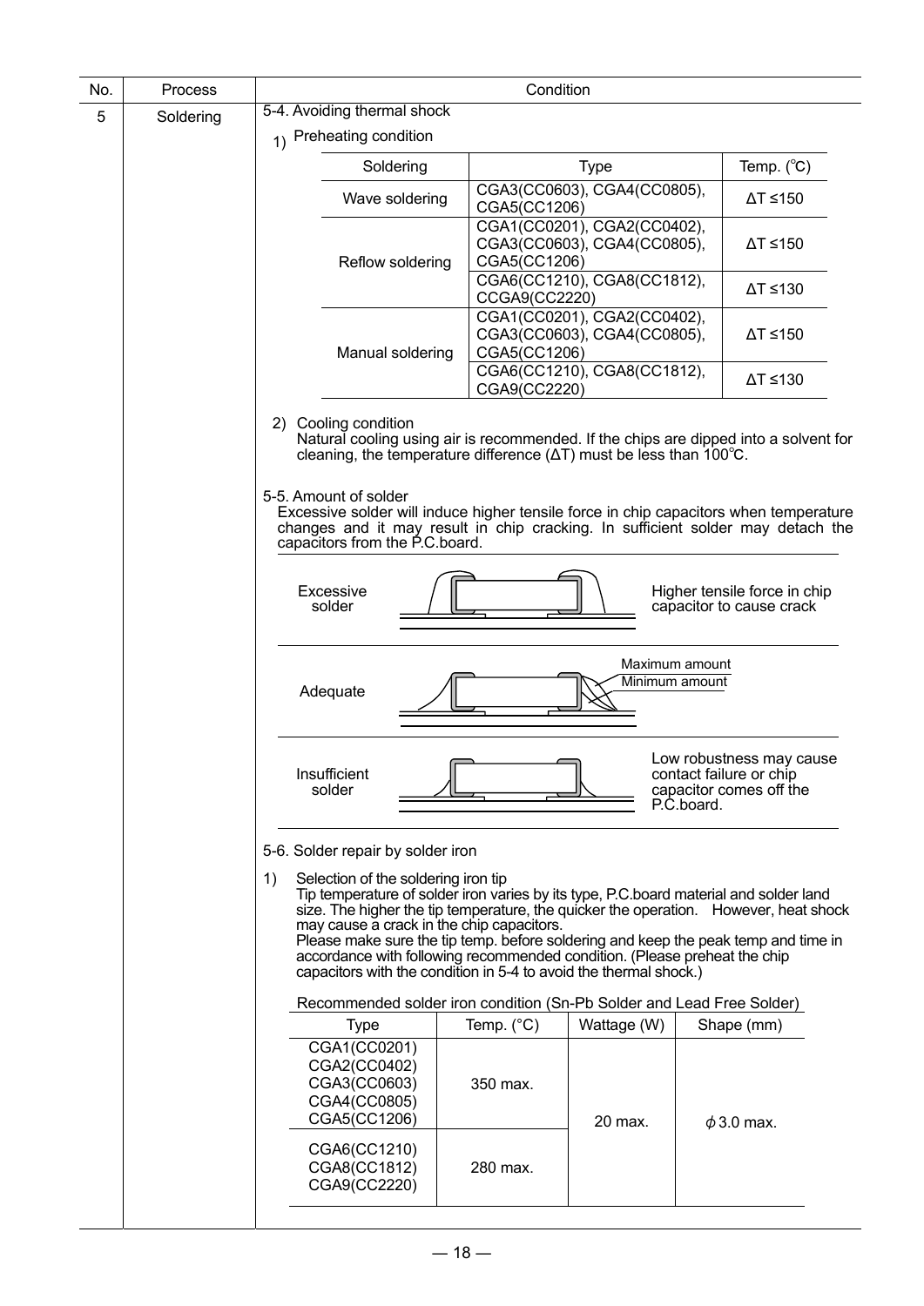| No. | Process | Condition |
|---|---|---|
| 5 | Soldering | 5-4. Avoiding thermal shock |

1) Preheating condition

| Soldering | Type | Temp. (℃) |
|---|---|---|
| Wave soldering | CGA3(CC0603), CGA4(CC0805), CGA5(CC1206) | ΔT ≤150 |
| Reflow soldering | CGA1(CC0201), CGA2(CC0402), CGA3(CC0603), CGA4(CC0805), CGA5(CC1206) | ΔT ≤150 |
| | CGA6(CC1210), CGA8(CC1812), CCGA9(CC2220) | ΔT ≤130 |
| Manual soldering | CGA1(CC0201), CGA2(CC0402), CGA3(CC0603), CGA4(CC0805), CGA5(CC1206) | ΔT ≤150 |
| | CGA6(CC1210), CGA8(CC1812), CGA9(CC2220) | ΔT ≤130 |

2) Cooling condition
Natural cooling using air is recommended. If the chips are dipped into a solvent for cleaning, the temperature difference (ΔT) must be less than 100℃.

5-5. Amount of solder
Excessive solder will induce higher tensile force in chip capacitors when temperature changes and it may result in chip cracking. In sufficient solder may detach the capacitors from the P.C.board.

| | | |
|---|---|---|
| Excessive solder | | Higher tensile force in chip capacitor to cause crack |
| Adequate | | Maximum amount / Minimum amount |
| Insufficient solder | | Low robustness may cause contact failure or chip capacitor comes off the P.C.board. |

5-6. Solder repair by solder iron

1) Selection of the soldering iron tip
Tip temperature of solder iron varies by its type, P.C.board material and solder land size. The higher the tip temperature, the quicker the operation. However, heat shock may cause a crack in the chip capacitors.
Please make sure the tip temp. before soldering and keep the peak temp and time in accordance with following recommended condition. (Please preheat the chip capacitors with the condition in 5-4 to avoid the thermal shock.)

Recommended solder iron condition (Sn-Pb Solder and Lead Free Solder)

| Type | Temp. (°C) | Wattage (W) | Shape (mm) |
|---|---|---|---|
| CGA1(CC0201)<br>CGA2(CC0402)<br>CGA3(CC0603)<br>CGA4(CC0805)<br>CGA5(CC1206) | 350 max. | 20 max. | φ3.0 max. |
| CGA6(CC1210)<br>CGA8(CC1812)<br>CGA9(CC2220) | 280 max. | | |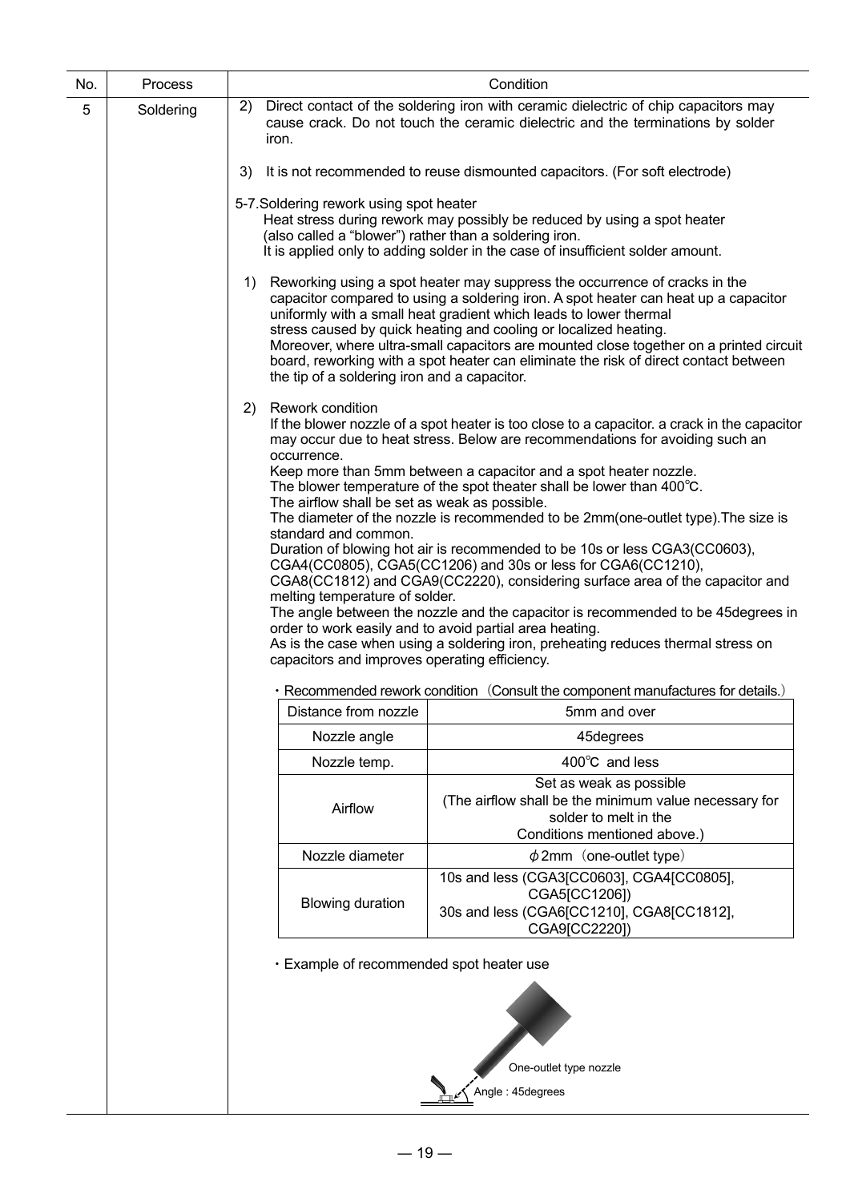| No. | Process | Condition |
|---|---|---|
| 5 | Soldering | |

2) Direct contact of the soldering iron with ceramic dielectric of chip capacitors may cause crack. Do not touch the ceramic dielectric and the terminations by solder iron.

3) It is not recommended to reuse dismounted capacitors. (For soft electrode)

5-7.Soldering rework using spot heater

Heat stress during rework may possibly be reduced by using a spot heater (also called a "blower") rather than a soldering iron.
It is applied only to adding solder in the case of insufficient solder amount.

1) Reworking using a spot heater may suppress the occurrence of cracks in the capacitor compared to using a soldering iron. A spot heater can heat up a capacitor uniformly with a small heat gradient which leads to lower thermal stress caused by quick heating and cooling or localized heating.
Moreover, where ultra-small capacitors are mounted close together on a printed circuit board, reworking with a spot heater can eliminate the risk of direct contact between the tip of a soldering iron and a capacitor.

2) Rework condition
If the blower nozzle of a spot heater is too close to a capacitor. a crack in the capacitor may occur due to heat stress. Below are recommendations for avoiding such an occurrence.
Keep more than 5mm between a capacitor and a spot heater nozzle.
The blower temperature of the spot theater shall be lower than 400℃.
The airflow shall be set as weak as possible.
The diameter of the nozzle is recommended to be 2mm(one-outlet type).The size is standard and common.
Duration of blowing hot air is recommended to be 10s or less CGA3(CC0603), CGA4(CC0805), CGA5(CC1206) and 30s or less for CGA6(CC1210), CGA8(CC1812) and CGA9(CC2220), considering surface area of the capacitor and melting temperature of solder.
The angle between the nozzle and the capacitor is recommended to be 45degrees in order to work easily and to avoid partial area heating.
As is the case when using a soldering iron, preheating reduces thermal stress on capacitors and improves operating efficiency.

・Recommended rework condition（Consult the component manufactures for details.）

| Distance from nozzle | 5mm and over |
|---|---|
| Nozzle angle | 45degrees |
| Nozzle temp. | 400℃ and less |
| Airflow | Set as weak as possible (The airflow shall be the minimum value necessary for solder to melt in the Conditions mentioned above.) |
| Nozzle diameter | φ2mm（one-outlet type） |
| Blowing duration | 10s and less (CGA3[CC0603], CGA4[CC0805], CGA5[CC1206]) 30s and less (CGA6[CC1210], CGA8[CC1812], CGA9[CC2220]) |

・Example of recommended spot heater use

One-outlet type nozzle

Angle : 45degrees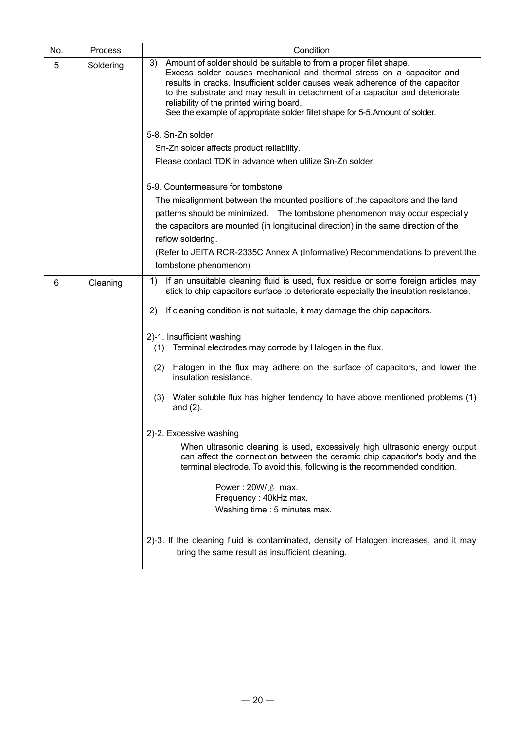| No. | Process | Condition |
|---|---|---|
| 5 | Soldering | 3) Amount of solder should be suitable to from a proper fillet shape.<br>Excess solder causes mechanical and thermal stress on a capacitor and results in cracks. Insufficient solder causes weak adherence of the capacitor to the substrate and may result in detachment of a capacitor and deteriorate reliability of the printed wiring board.<br>See the example of appropriate solder fillet shape for 5-5.Amount of solder.<br><br>5-8. Sn-Zn solder<br>Sn-Zn solder affects product reliability.<br>Please contact TDK in advance when utilize Sn-Zn solder.<br><br>5-9. Countermeasure for tombstone<br>The misalignment between the mounted positions of the capacitors and the land patterns should be minimized. The tombstone phenomenon may occur especially the capacitors are mounted (in longitudinal direction) in the same direction of the reflow soldering.<br>(Refer to JEITA RCR-2335C Annex A (Informative) Recommendations to prevent the tombstone phenomenon) |
| 6 | Cleaning | 1) If an unsuitable cleaning fluid is used, flux residue or some foreign articles may stick to chip capacitors surface to deteriorate especially the insulation resistance.<br><br>2) If cleaning condition is not suitable, it may damage the chip capacitors.<br><br>2)-1. Insufficient washing<br>(1) Terminal electrodes may corrode by Halogen in the flux.<br>(2) Halogen in the flux may adhere on the surface of capacitors, and lower the insulation resistance.<br>(3) Water soluble flux has higher tendency to have above mentioned problems (1) and (2).<br><br>2)-2. Excessive washing<br>When ultrasonic cleaning is used, excessively high ultrasonic energy output can affect the connection between the ceramic chip capacitor's body and the terminal electrode. To avoid this, following is the recommended condition.<br><br>Power : 20W/ℓ max.<br>Frequency : 40kHz max.<br>Washing time : 5 minutes max.<br><br>2)-3. If the cleaning fluid is contaminated, density of Halogen increases, and it may bring the same result as insufficient cleaning. |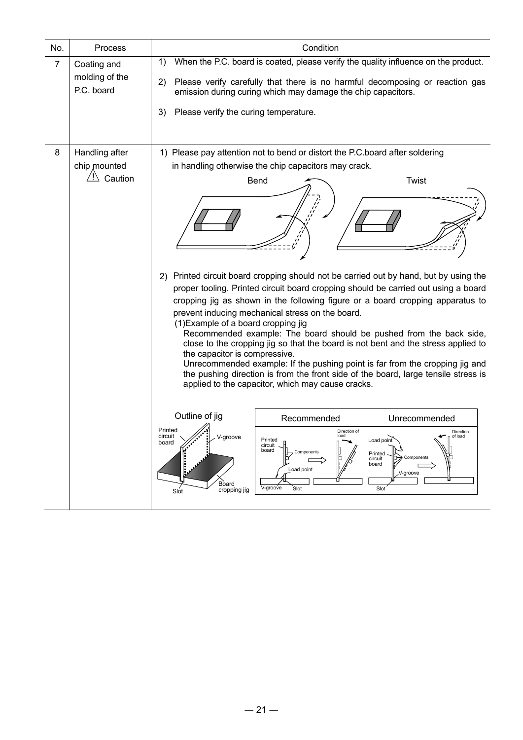| No. | Process | Condition |
|---|---|---|
| 7 | Coating and molding of the P.C. board | 1) When the P.C. board is coated, please verify the quality influence on the product.<br>2) Please verify carefully that there is no harmful decomposing or reaction gas emission during curing which may damage the chip capacitors.<br>3) Please verify the curing temperature. |
| 8 | Handling after chip mounted<br>⚠ Caution | 1) Please pay attention not to bend or distort the P.C.board after soldering in handling otherwise the chip capacitors may crack.<br>Bend Twist<br>2) Printed circuit board cropping should not be carried out by hand, but by using the proper tooling. Printed circuit board cropping should be carried out using a board cropping jig as shown in the following figure or a board cropping apparatus to prevent inducing mechanical stress on the board.<br>(1)Example of a board cropping jig<br>Recommended example: The board should be pushed from the back side, close to the cropping jig so that the board is not bent and the stress applied to the capacitor is compressive.<br>Unrecommended example: If the pushing point is far from the cropping jig and the pushing direction is from the front side of the board, large tensile stress is applied to the capacitor, which may cause cracks.<br>Outline of jig: Printed circuit board, V-groove, Board cropping jig, Slot<br>Recommended: Printed circuit board, Components, Direction of load, Load point, V-groove, Slot<br>Unrecommended: Load point, Printed circuit board, Components, Direction of load, V-groove, Slot |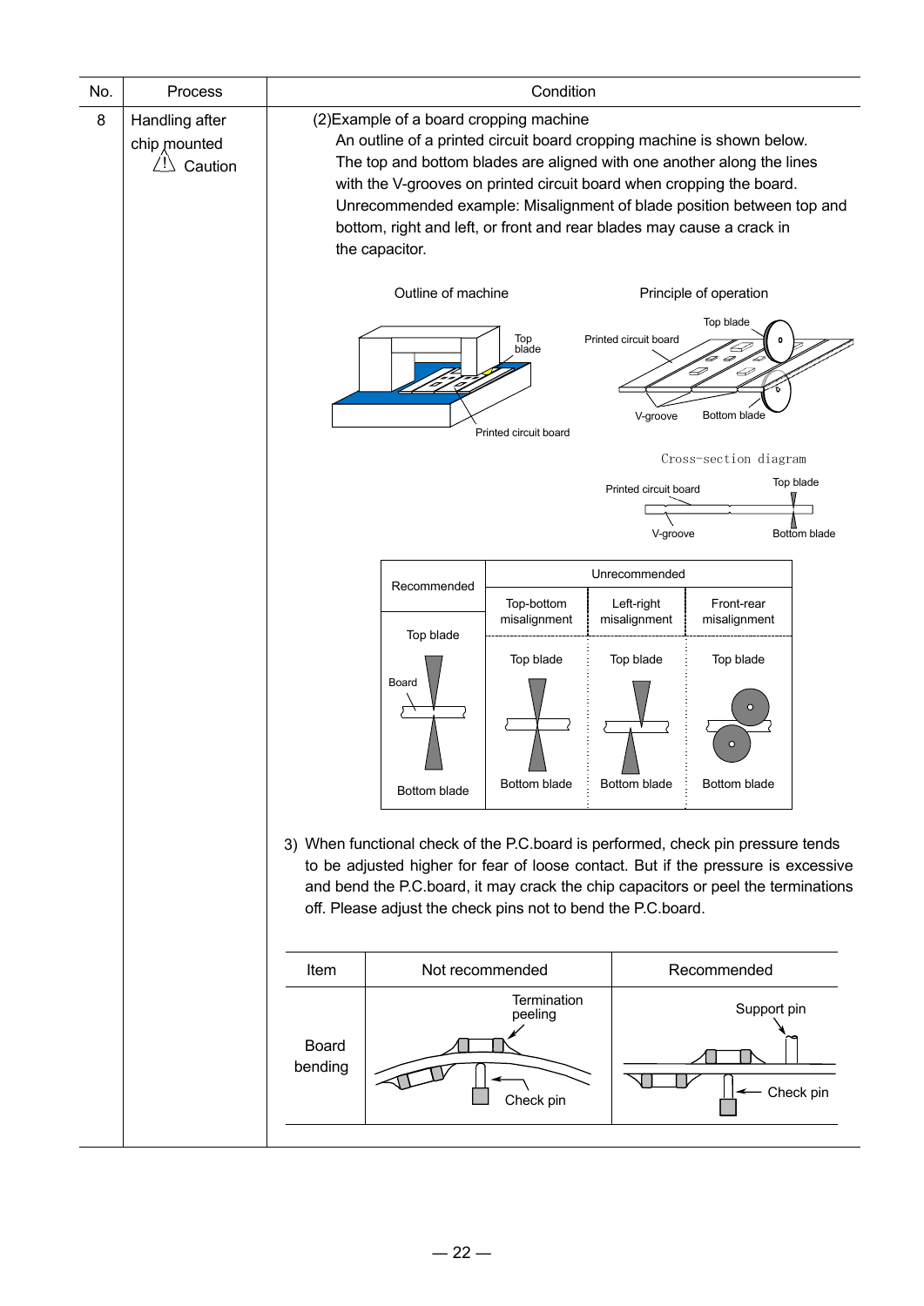| No. | Process | Condition |
|---|---|---|
| 8 | Handling after chip mounted ⚠ Caution | (2)Example of a board cropping machine<br>An outline of a printed circuit board cropping machine is shown below. The top and bottom blades are aligned with one another along the lines with the V-grooves on printed circuit board when cropping the board.<br>Unrecommended example: Misalignment of blade position between top and bottom, right and left, or front and rear blades may cause a crack in the capacitor. |

Outline of machine

Top blade

Printed circuit board

Principle of operation

Top blade

Printed circuit board

V-groove

Bottom blade

Cross-section diagram

Printed circuit board

Top blade

V-groove

Bottom blade

| Recommended | Unrecommended | | |
|---|---|---|---|
| | Top-bottom misalignment | Left-right misalignment | Front-rear misalignment |
| Top blade<br>Board<br>Bottom blade | Top blade<br>Bottom blade | Top blade<br>Bottom blade | Top blade<br>Bottom blade |

3) When functional check of the P.C.board is performed, check pin pressure tends to be adjusted higher for fear of loose contact. But if the pressure is excessive and bend the P.C.board, it may crack the chip capacitors or peel the terminations off. Please adjust the check pins not to bend the P.C.board.

| Item | Not recommended | Recommended |
|---|---|---|
| Board bending | Termination peeling<br>Check pin | Support pin<br>Check pin |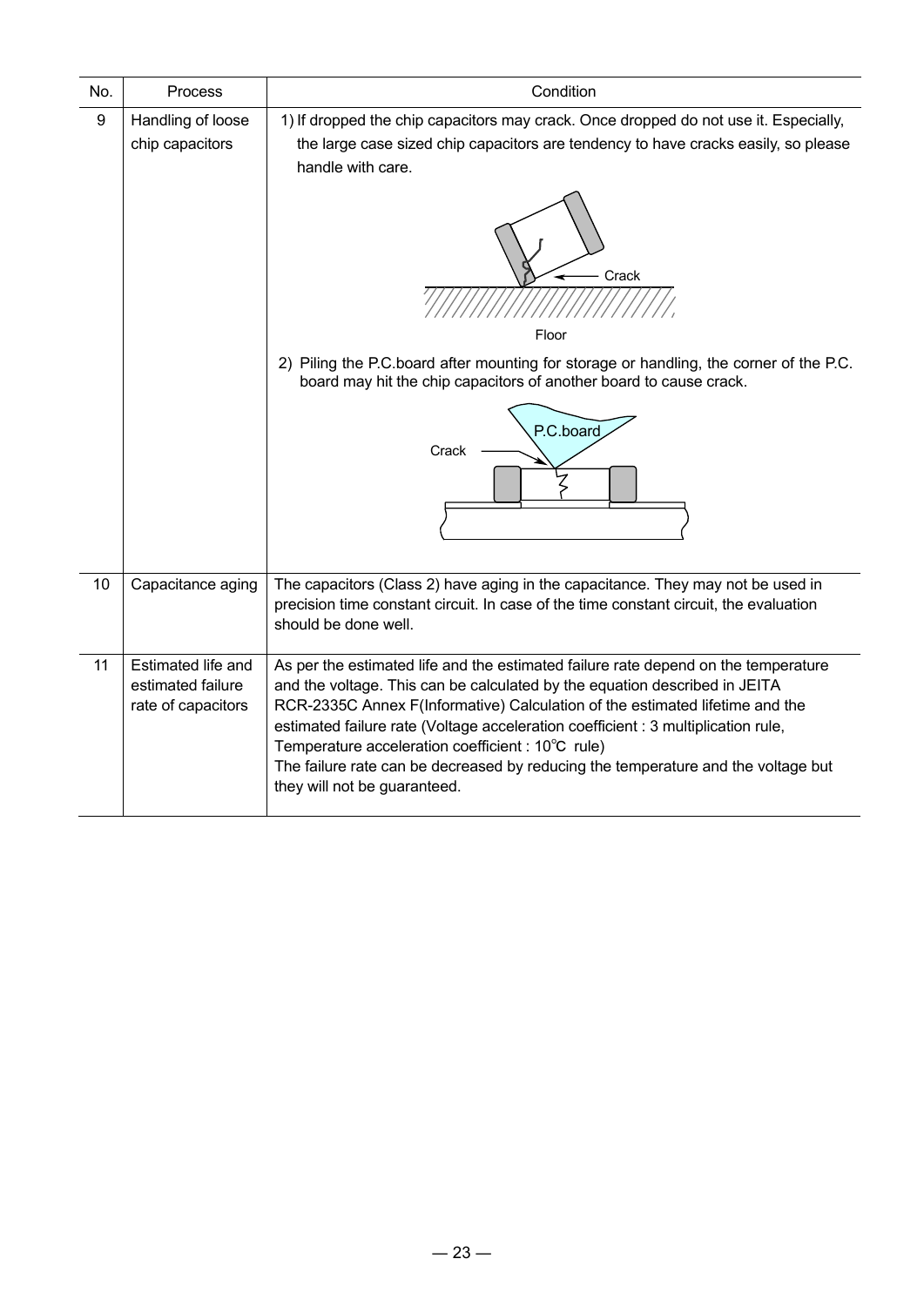| No. | Process | Condition |
|---|---|---|
| 9 | Handling of loose chip capacitors | 1) If dropped the chip capacitors may crack. Once dropped do not use it. Especially, the large case sized chip capacitors are tendency to have cracks easily, so please handle with care.<br><br>Crack<br>Floor<br><br>2) Piling the P.C.board after mounting for storage or handling, the corner of the P.C. board may hit the chip capacitors of another board to cause crack.<br><br>P.C.board<br>Crack |
| 10 | Capacitance aging | The capacitors (Class 2) have aging in the capacitance. They may not be used in precision time constant circuit. In case of the time constant circuit, the evaluation should be done well. |
| 11 | Estimated life and estimated failure rate of capacitors | As per the estimated life and the estimated failure rate depend on the temperature and the voltage. This can be calculated by the equation described in JEITA RCR-2335C Annex F(Informative) Calculation of the estimated lifetime and the estimated failure rate (Voltage acceleration coefficient : 3 multiplication rule, Temperature acceleration coefficient : 10℃ rule)<br>The failure rate can be decreased by reducing the temperature and the voltage but they will not be guaranteed. |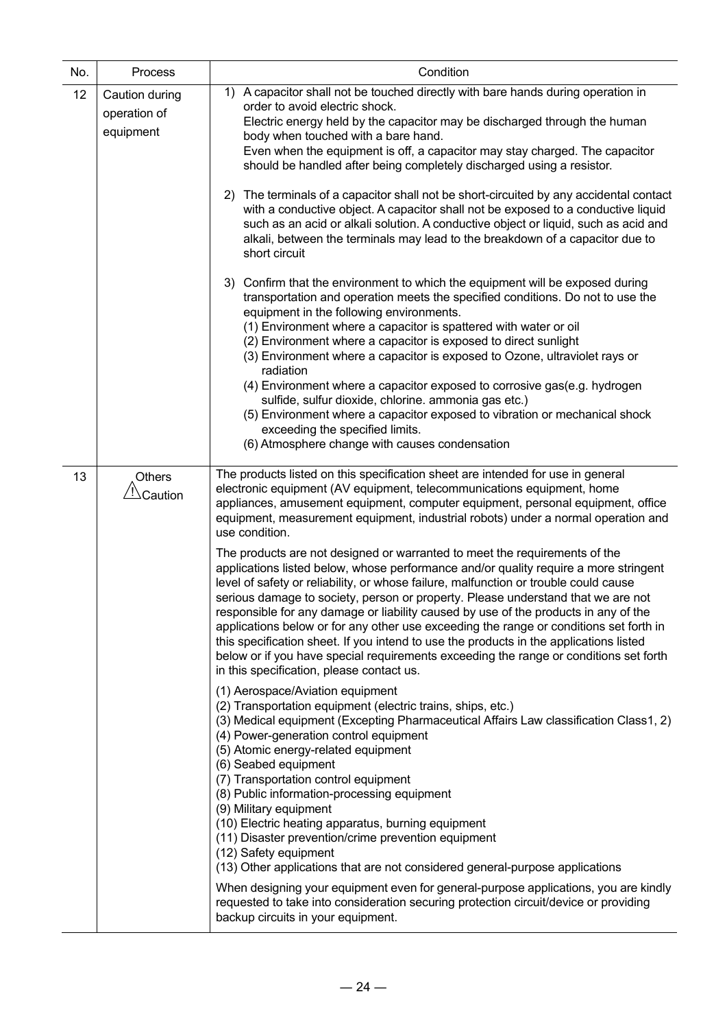| No. | Process | Condition |
| --- | --- | --- |
| 12 | Caution during operation of equipment | 1) A capacitor shall not be touched directly with bare hands during operation in order to avoid electric shock.<br>Electric energy held by the capacitor may be discharged through the human body when touched with a bare hand.<br>Even when the equipment is off, a capacitor may stay charged. The capacitor should be handled after being completely discharged using a resistor.<br><br>2) The terminals of a capacitor shall not be short-circuited by any accidental contact with a conductive object. A capacitor shall not be exposed to a conductive liquid such as an acid or alkali solution. A conductive object or liquid, such as acid and alkali, between the terminals may lead to the breakdown of a capacitor due to short circuit<br><br>3) Confirm that the environment to which the equipment will be exposed during transportation and operation meets the specified conditions. Do not to use the equipment in the following environments.<br>(1) Environment where a capacitor is spattered with water or oil<br>(2) Environment where a capacitor is exposed to direct sunlight<br>(3) Environment where a capacitor is exposed to Ozone, ultraviolet rays or radiation<br>(4) Environment where a capacitor exposed to corrosive gas(e.g. hydrogen sulfide, sulfur dioxide, chlorine. ammonia gas etc.)<br>(5) Environment where a capacitor exposed to vibration or mechanical shock exceeding the specified limits.<br>(6) Atmosphere change with causes condensation |
| 13 | Others ⚠Caution | The products listed on this specification sheet are intended for use in general electronic equipment (AV equipment, telecommunications equipment, home appliances, amusement equipment, computer equipment, personal equipment, office equipment, measurement equipment, industrial robots) under a normal operation and use condition.<br><br>The products are not designed or warranted to meet the requirements of the applications listed below, whose performance and/or quality require a more stringent level of safety or reliability, or whose failure, malfunction or trouble could cause serious damage to society, person or property. Please understand that we are not responsible for any damage or liability caused by use of the products in any of the applications below or for any other use exceeding the range or conditions set forth in this specification sheet. If you intend to use the products in the applications listed below or if you have special requirements exceeding the range or conditions set forth in this specification, please contact us.<br><br>(1) Aerospace/Aviation equipment<br>(2) Transportation equipment (electric trains, ships, etc.)<br>(3) Medical equipment (Excepting Pharmaceutical Affairs Law classification Class1, 2)<br>(4) Power-generation control equipment<br>(5) Atomic energy-related equipment<br>(6) Seabed equipment<br>(7) Transportation control equipment<br>(8) Public information-processing equipment<br>(9) Military equipment<br>(10) Electric heating apparatus, burning equipment<br>(11) Disaster prevention/crime prevention equipment<br>(12) Safety equipment<br>(13) Other applications that are not considered general-purpose applications<br><br>When designing your equipment even for general-purpose applications, you are kindly requested to take into consideration securing protection circuit/device or providing backup circuits in your equipment. |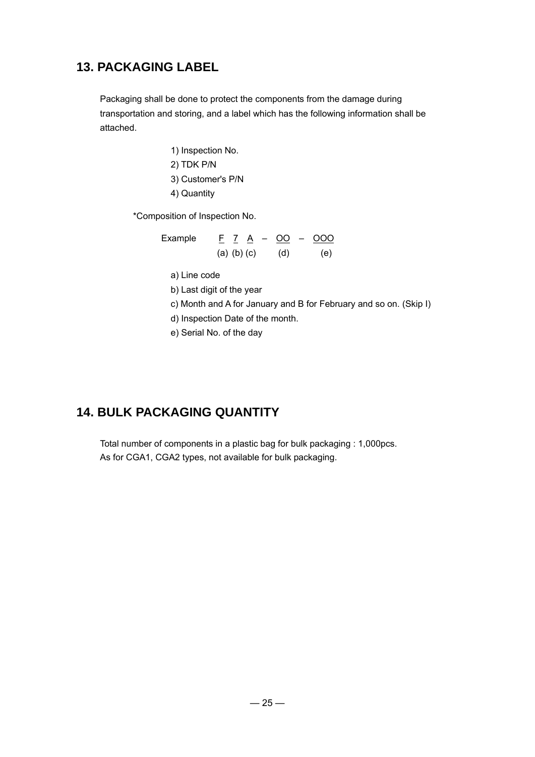## 13. PACKAGING LABEL

Packaging shall be done to protect the components from the damage during transportation and storing, and a label which has the following information shall be attached.

1) Inspection No.
2) TDK P/N
3) Customer's P/N
4) Quantity

*Composition of Inspection No.

```
Example    F   7   A  –  OO  –  OOO
          (a) (b) (c)    (d)     (e)
```

a) Line code
b) Last digit of the year
c) Month and A for January and B for February and so on. (Skip I)
d) Inspection Date of the month.
e) Serial No. of the day

## 14. BULK PACKAGING QUANTITY

Total number of components in a plastic bag for bulk packaging : 1,000pcs.
As for CGA1, CGA2 types, not available for bulk packaging.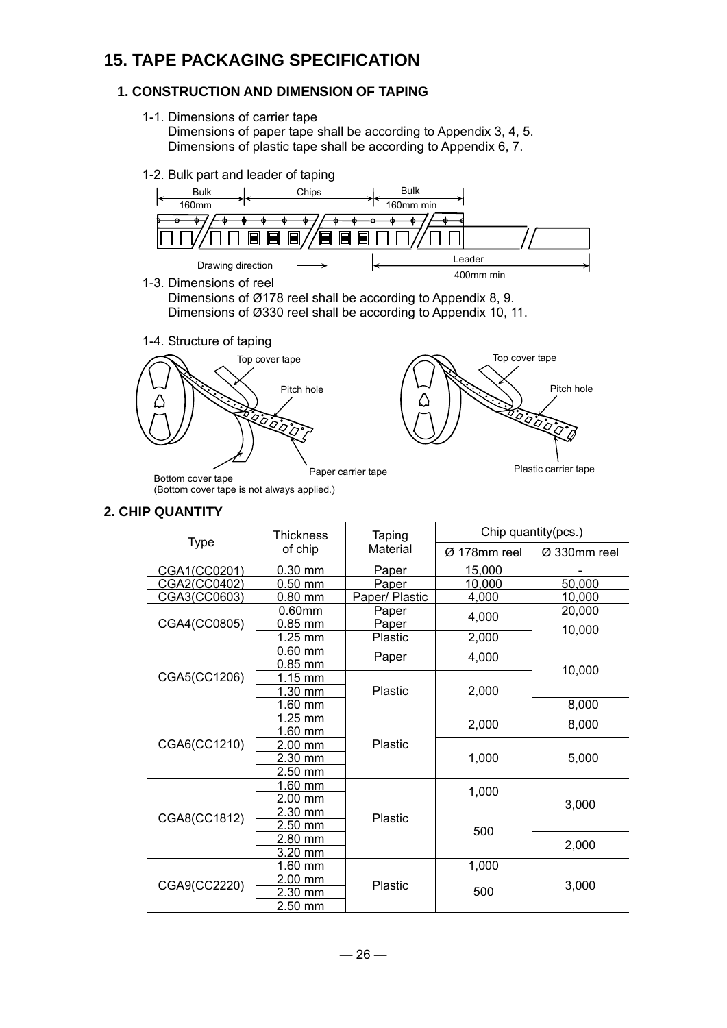# 15. TAPE PACKAGING SPECIFICATION

## 1. CONSTRUCTION AND DIMENSION OF TAPING

1-1. Dimensions of carrier tape

Dimensions of paper tape shall be according to Appendix 3, 4, 5.
Dimensions of plastic tape shall be according to Appendix 6, 7.

1-2. Bulk part and leader of taping

Bulk 160mm | Chips | Bulk 160mm min

Drawing direction → | Leader 400mm min

1-3. Dimensions of reel

Dimensions of Ø178 reel shall be according to Appendix 8, 9.
Dimensions of Ø330 reel shall be according to Appendix 10, 11.

1-4. Structure of taping

Top cover tape, Pitch hole, Paper carrier tape, Bottom cover tape (Bottom cover tape is not always applied.)

Top cover tape, Pitch hole, Plastic carrier tape

## 2. CHIP QUANTITY

| Type | Thickness of chip | Taping Material | Chip quantity(pcs.) | |
|---|---|---|---|---|
| | | | Ø 178mm reel | Ø 330mm reel |
| CGA1(CC0201) | 0.30 mm | Paper | 15,000 | - |
| CGA2(CC0402) | 0.50 mm | Paper | 10,000 | 50,000 |
| CGA3(CC0603) | 0.80 mm | Paper/ Plastic | 4,000 | 10,000 |
| CGA4(CC0805) | 0.60mm | Paper | 4,000 | 20,000 |
| | 0.85 mm | Paper | | 10,000 |
| | 1.25 mm | Plastic | 2,000 | |
| CGA5(CC1206) | 0.60 mm | Paper | 4,000 | 10,000 |
| | 0.85 mm | | | |
| | 1.15 mm | Plastic | 2,000 | |
| | 1.30 mm | | | |
| | 1.60 mm | | | 8,000 |
| CGA6(CC1210) | 1.25 mm | Plastic | 2,000 | 8,000 |
| | 1.60 mm | | | |
| | 2.00 mm | | 1,000 | 5,000 |
| | 2.30 mm | | | |
| | 2.50 mm | | | |
| CGA8(CC1812) | 1.60 mm | Plastic | 1,000 | 3,000 |
| | 2.00 mm | | | |
| | 2.30 mm | | 500 | |
| | 2.50 mm | | | |
| | 2.80 mm | | | 2,000 |
| | 3.20 mm | | | |
| CGA9(CC2220) | 1.60 mm | Plastic | 1,000 | 3,000 |
| | 2.00 mm | | 500 | |
| | 2.30 mm | | | |
| | 2.50 mm | | | |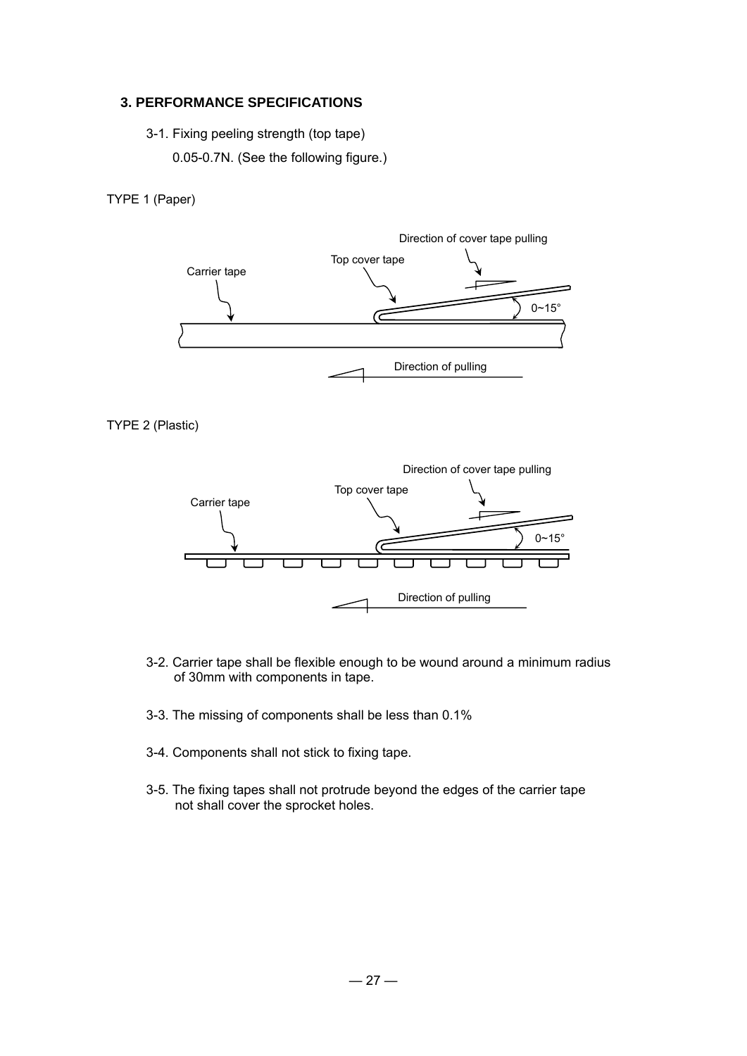### 3. PERFORMANCE SPECIFICATIONS

3-1. Fixing peeling strength (top tape)

0.05-0.7N. (See the following figure.)

TYPE 1 (Paper)

Direction of cover tape pulling

Top cover tape

Carrier tape

0~15°

Direction of pulling

TYPE 2 (Plastic)

Direction of cover tape pulling

Top cover tape

Carrier tape

0~15°

Direction of pulling

3-2. Carrier tape shall be flexible enough to be wound around a minimum radius of 30mm with components in tape.

3-3. The missing of components shall be less than 0.1%

3-4. Components shall not stick to fixing tape.

3-5. The fixing tapes shall not protrude beyond the edges of the carrier tape not shall cover the sprocket holes.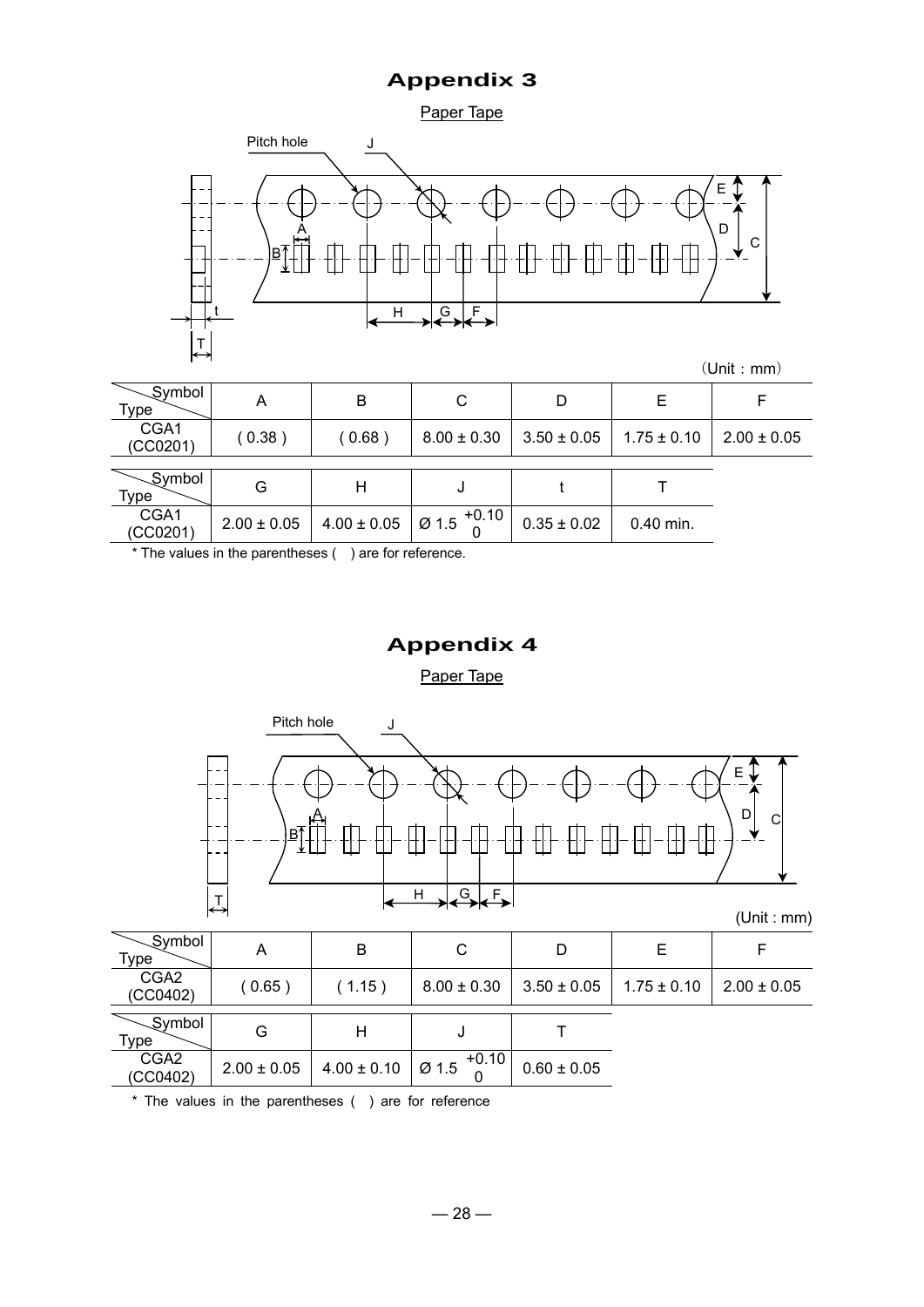# Appendix 3

Paper Tape

(Unit : mm)

| Symbol / Type | A | B | C | D | E | F |
|---|---|---|---|---|---|---|
| CGA1 (CC0201) | ( 0.38 ) | ( 0.68 ) | 8.00 ± 0.30 | 3.50 ± 0.05 | 1.75 ± 0.10 | 2.00 ± 0.05 |

| Symbol / Type | G | H | J | t | T |
|---|---|---|---|---|---|
| CGA1 (CC0201) | 2.00 ± 0.05 | 4.00 ± 0.05 | Ø 1.5 $^{+0.10}_{0}$ | 0.35 ± 0.02 | 0.40 min. |

* The values in the parentheses ( ) are for reference.

# Appendix 4

Paper Tape

(Unit : mm)

| Symbol / Type | A | B | C | D | E | F |
|---|---|---|---|---|---|---|
| CGA2 (CC0402) | ( 0.65 ) | ( 1.15 ) | 8.00 ± 0.30 | 3.50 ± 0.05 | 1.75 ± 0.10 | 2.00 ± 0.05 |

| Symbol / Type | G | H | J | T |
|---|---|---|---|---|
| CGA2 (CC0402) | 2.00 ± 0.05 | 4.00 ± 0.10 | Ø 1.5 $^{+0.10}_{0}$ | 0.60 ± 0.05 |

* The values in the parentheses ( ) are for reference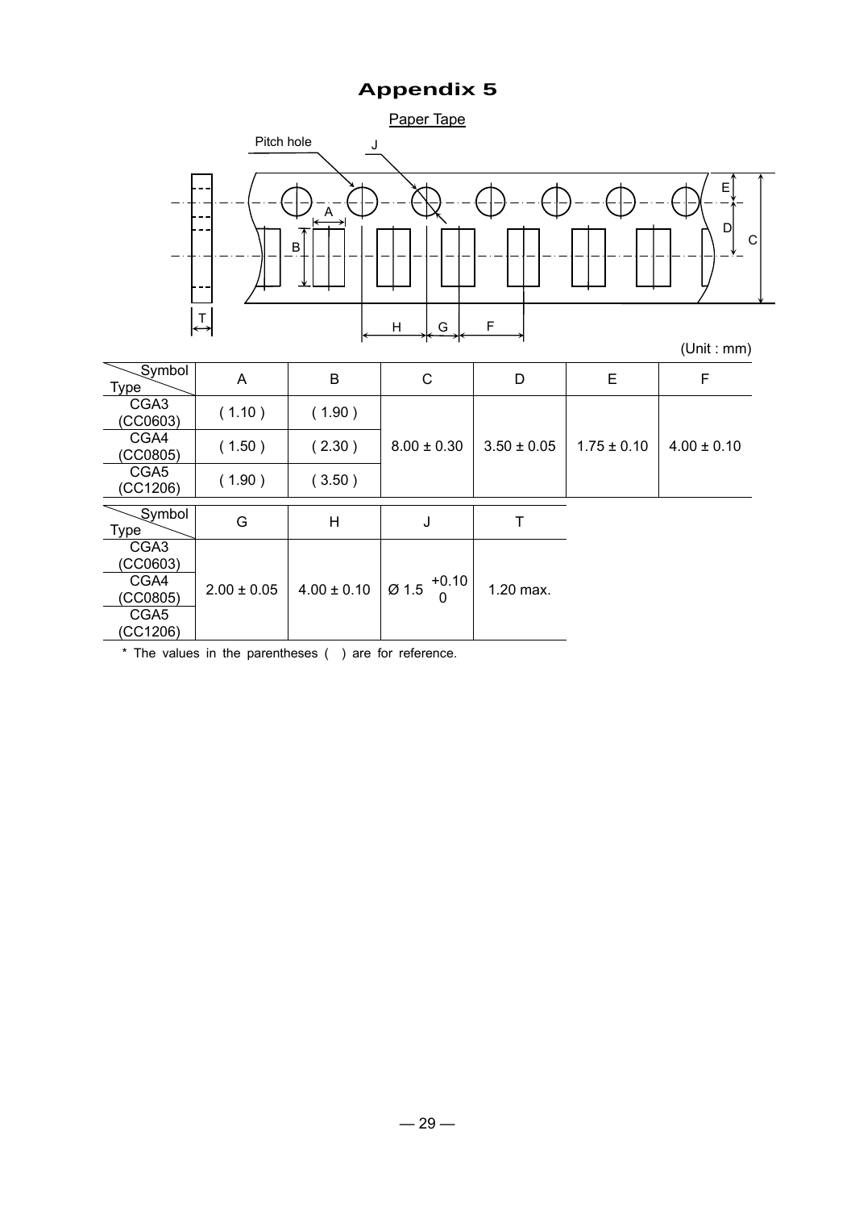# Appendix 5

Paper Tape

(Unit : mm)

| Symbol / Type | A | B | C | D | E | F |
|---|---|---|---|---|---|---|
| CGA3 (CC0603) | ( 1.10 ) | ( 1.90 ) | 8.00 ± 0.30 | 3.50 ± 0.05 | 1.75 ± 0.10 | 4.00 ± 0.10 |
| CGA4 (CC0805) | ( 1.50 ) | ( 2.30 ) | | | | |
| CGA5 (CC1206) | ( 1.90 ) | ( 3.50 ) | | | | |

| Symbol / Type | G | H | J | T |
|---|---|---|---|---|
| CGA3 (CC0603) | 2.00 ± 0.05 | 4.00 ± 0.10 | $Ø 1.5 ^{+0.10}_{0}$ | 1.20 max. |
| CGA4 (CC0805) | | | | |
| CGA5 (CC1206) | | | | |

* The values in the parentheses ( ) are for reference.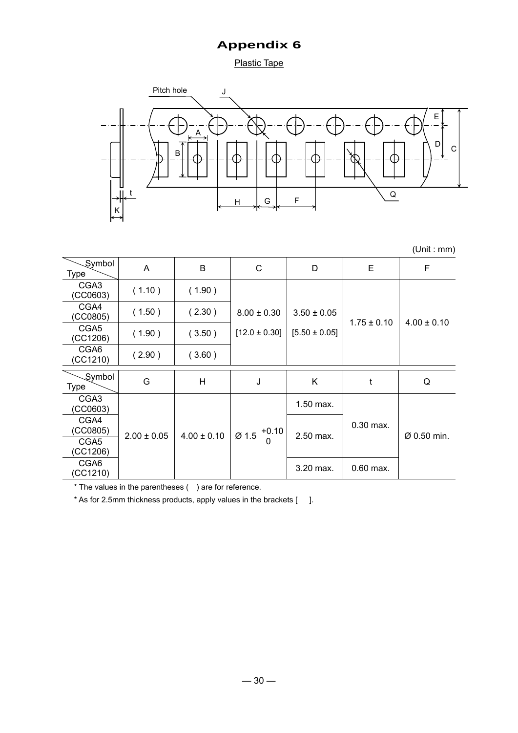# Appendix 6

Plastic Tape

(Unit : mm)

| Symbol / Type | A | B | C | D | E | F |
|---|---|---|---|---|---|---|
| CGA3 (CC0603) | ( 1.10 ) | ( 1.90 ) | 8.00 ± 0.30<br>[12.0 ± 0.30] | 3.50 ± 0.05<br>[5.50 ± 0.05] | 1.75 ± 0.10 | 4.00 ± 0.10 |
| CGA4 (CC0805) | ( 1.50 ) | ( 2.30 ) | | | | |
| CGA5 (CC1206) | ( 1.90 ) | ( 3.50 ) | | | | |
| CGA6 (CC1210) | ( 2.90 ) | ( 3.60 ) | | | | |

| Symbol / Type | G | H | J | K | t | Q |
|---|---|---|---|---|---|---|
| CGA3 (CC0603) | 2.00 ± 0.05 | 4.00 ± 0.10 | Ø 1.5 $^{+0.10}_{0}$ | 1.50 max. | 0.30 max. | Ø 0.50 min. |
| CGA4 (CC0805) | | | | 2.50 max. | | |
| CGA5 (CC1206) | | | | | | |
| CGA6 (CC1210) | | | | 3.20 max. | 0.60 max. | |

* The values in the parentheses ( ) are for reference.

* As for 2.5mm thickness products, apply values in the brackets [ ].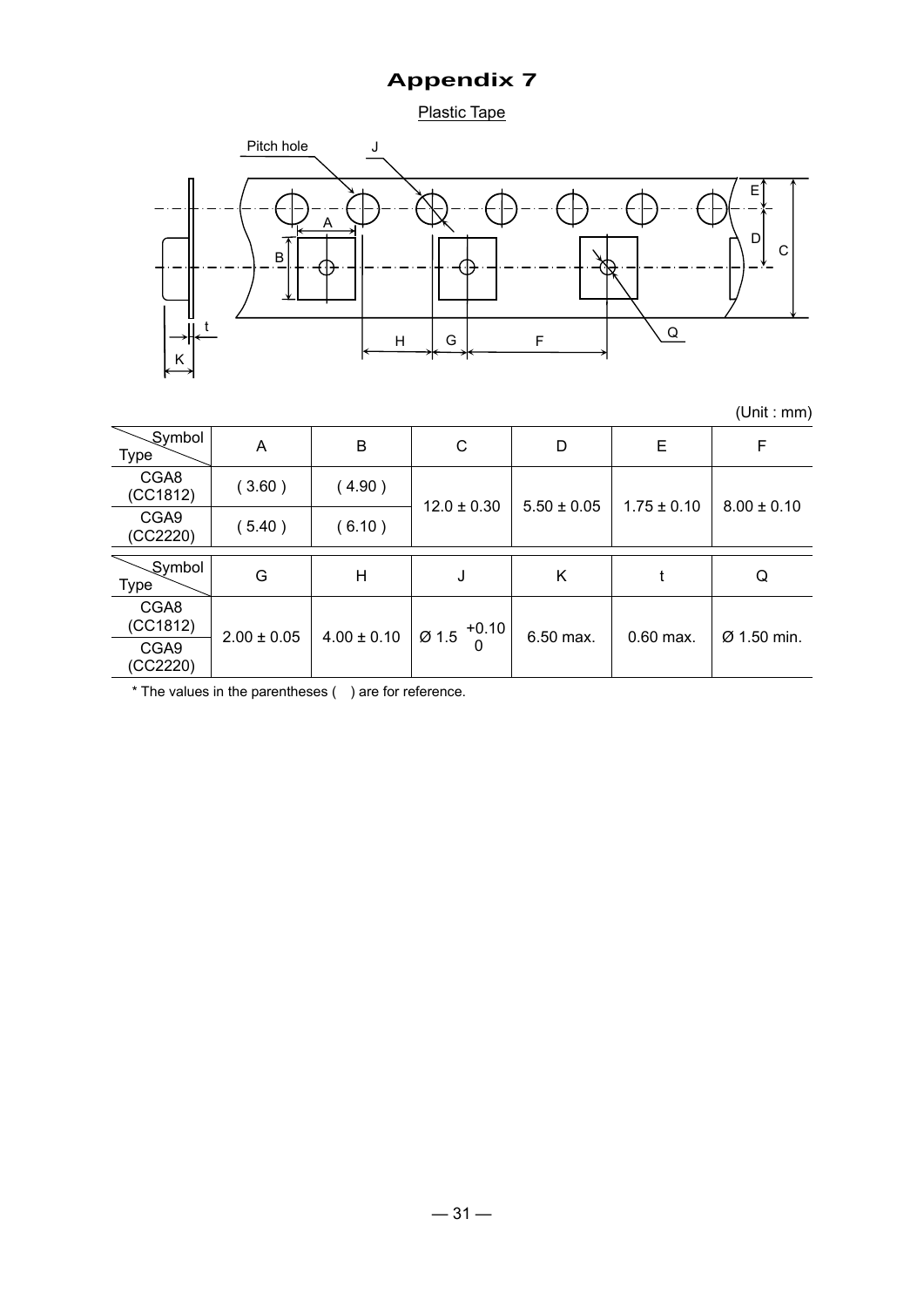# Appendix 7

Plastic Tape

(Unit : mm)

| Symbol / Type | A | B | C | D | E | F |
|---|---|---|---|---|---|---|
| CGA8 (CC1812) | ( 3.60 ) | ( 4.90 ) | 12.0 ± 0.30 | 5.50 ± 0.05 | 1.75 ± 0.10 | 8.00 ± 0.10 |
| CGA9 (CC2220) | ( 5.40 ) | ( 6.10 ) | | | | |

| Symbol / Type | G | H | J | K | t | Q |
|---|---|---|---|---|---|---|
| CGA8 (CC1812) | 2.00 ± 0.05 | 4.00 ± 0.10 | Ø 1.5 $^{+0.10}_{0}$ | 6.50 max. | 0.60 max. | Ø 1.50 min. |
| CGA9 (CC2220) | | | | | | |

* The values in the parentheses ( ) are for reference.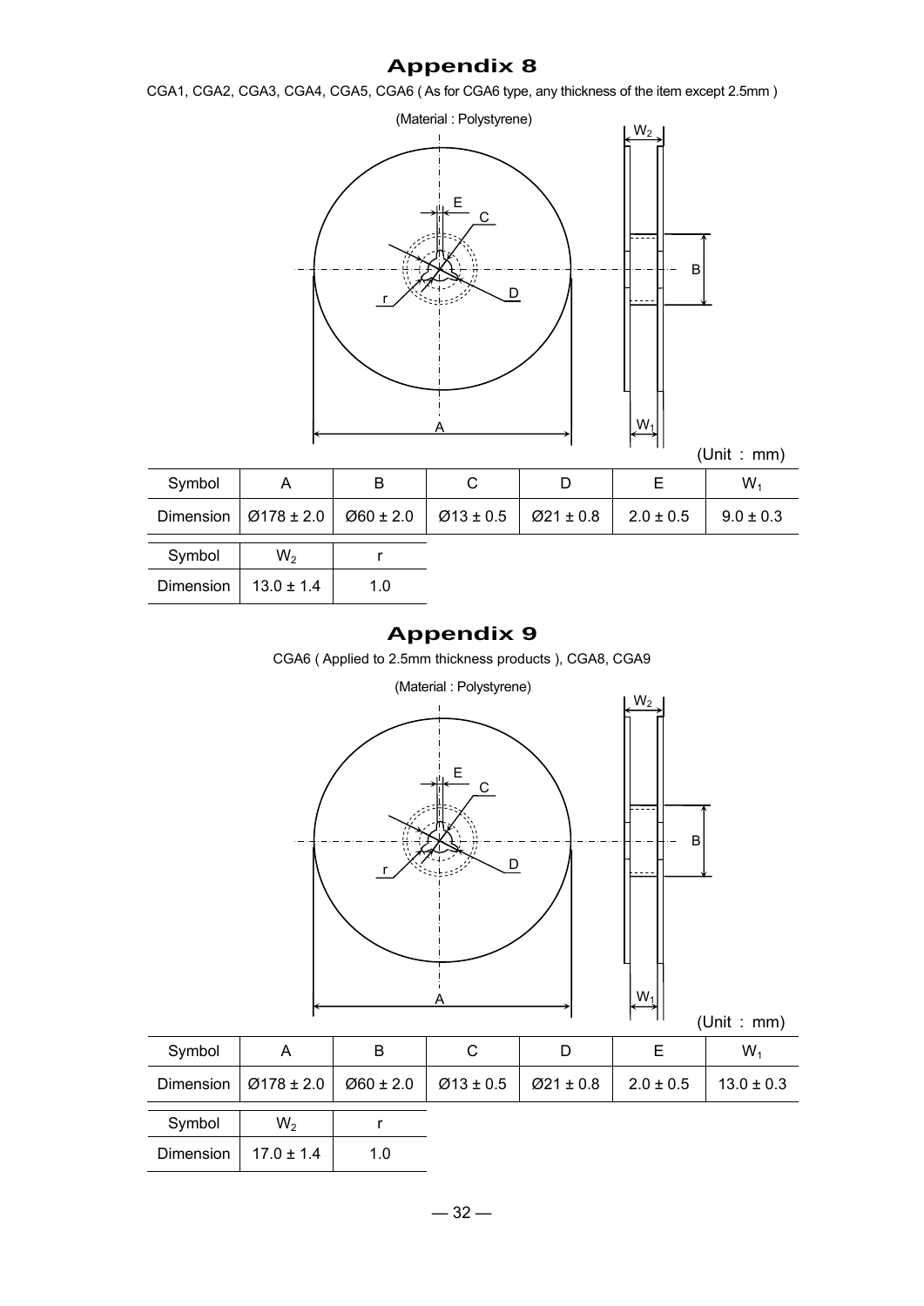# Appendix 8

CGA1, CGA2, CGA3, CGA4, CGA5, CGA6 ( As for CGA6 type, any thickness of the item except 2.5mm )

(Material : Polystyrene)

(Unit : mm)

| Symbol | A | B | C | D | E | $W_1$ |
|---|---|---|---|---|---|---|
| Dimension | Ø178 ± 2.0 | Ø60 ± 2.0 | Ø13 ± 0.5 | Ø21 ± 0.8 | 2.0 ± 0.5 | 9.0 ± 0.3 |

| Symbol | $W_2$ | r |
|---|---|---|
| Dimension | 13.0 ± 1.4 | 1.0 |

# Appendix 9

CGA6 ( Applied to 2.5mm thickness products ), CGA8, CGA9

(Material : Polystyrene)

(Unit : mm)

| Symbol | A | B | C | D | E | $W_1$ |
|---|---|---|---|---|---|---|
| Dimension | Ø178 ± 2.0 | Ø60 ± 2.0 | Ø13 ± 0.5 | Ø21 ± 0.8 | 2.0 ± 0.5 | 13.0 ± 0.3 |

| Symbol | $W_2$ | r |
|---|---|---|
| Dimension | 17.0 ± 1.4 | 1.0 |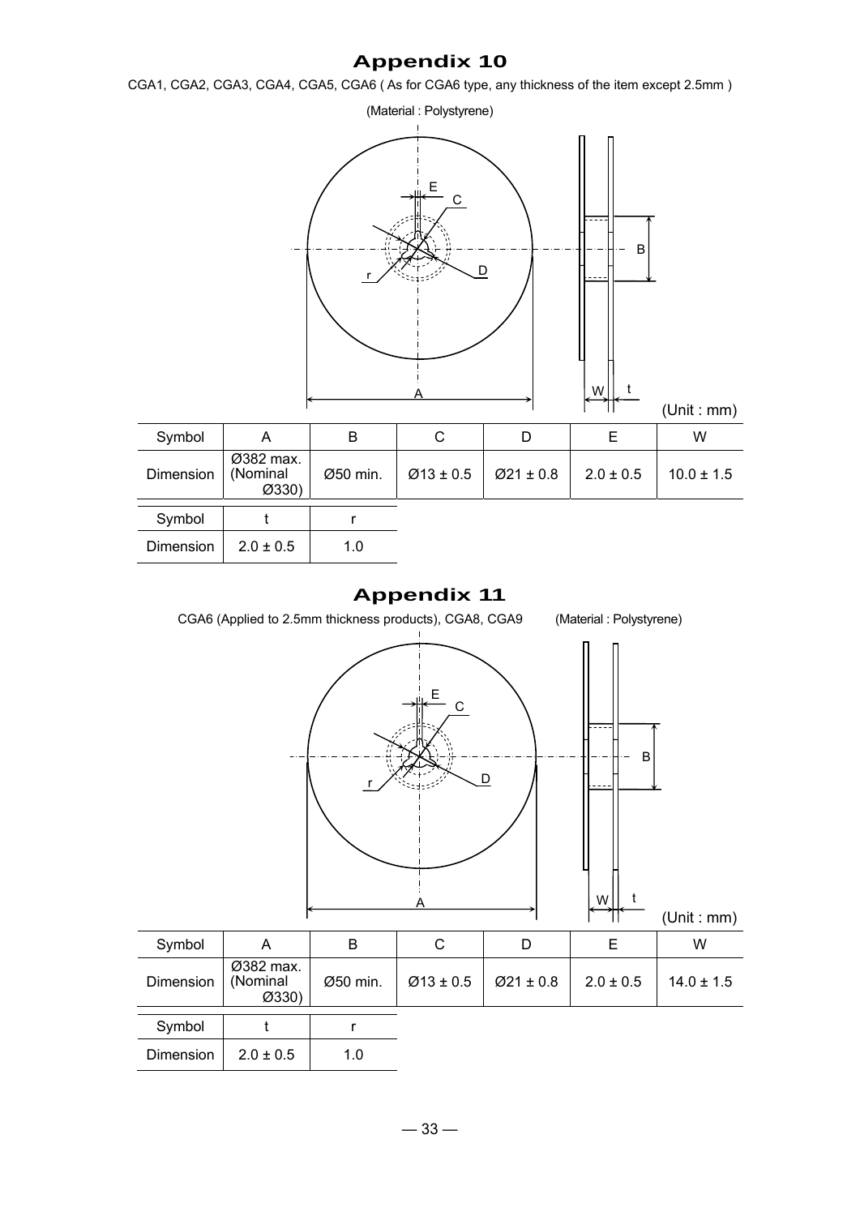# Appendix 10

CGA1, CGA2, CGA3, CGA4, CGA5, CGA6 ( As for CGA6 type, any thickness of the item except 2.5mm )

(Material : Polystyrene)

E
C
r
D
B
A
W
t

(Unit : mm)

| Symbol | A | B | C | D | E | W |
|---|---|---|---|---|---|---|
| Dimension | Ø382 max. (Nominal Ø330) | Ø50 min. | Ø13 ± 0.5 | Ø21 ± 0.8 | 2.0 ± 0.5 | 10.0 ± 1.5 |

| Symbol | t | r |
|---|---|---|
| Dimension | 2.0 ± 0.5 | 1.0 |

# Appendix 11

CGA6 (Applied to 2.5mm thickness products), CGA8, CGA9 (Material : Polystyrene)

E
C
r
D
B
A
W
t

(Unit : mm)

| Symbol | A | B | C | D | E | W |
|---|---|---|---|---|---|---|
| Dimension | Ø382 max. (Nominal Ø330) | Ø50 min. | Ø13 ± 0.5 | Ø21 ± 0.8 | 2.0 ± 0.5 | 14.0 ± 1.5 |

| Symbol | t | r |
|---|---|---|
| Dimension | 2.0 ± 0.5 | 1.0 |